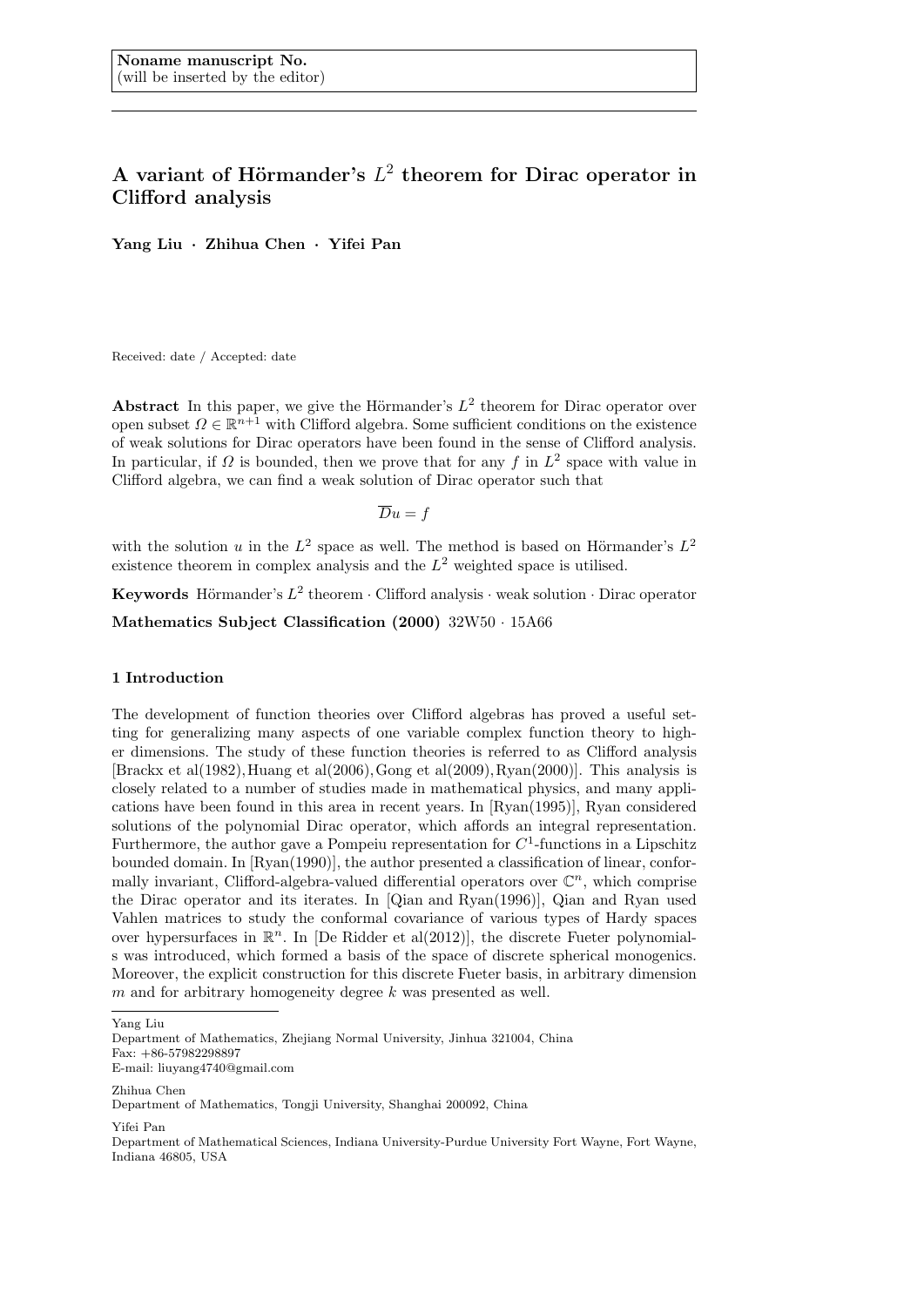Noname manuscript No.
(will be inserted by the editor)

# A variant of Hörmander's $L^2$ theorem for Dirac operator in Clifford analysis

**Yang Liu · Zhihua Chen · Yifei Pan**

Received: date / Accepted: date

**Abstract** In this paper, we give the Hörmander's $L^2$ theorem for Dirac operator over open subset $\Omega \in \mathbb{R}^{n+1}$ with Clifford algebra. Some sufficient conditions on the existence of weak solutions for Dirac operators have been found in the sense of Clifford analysis. In particular, if $\Omega$ is bounded, then we prove that for any $f$ in $L^2$ space with value in Clifford algebra, we can find a weak solution of Dirac operator such that

$$\overline{D}u = f$$

with the solution $u$ in the $L^2$ space as well. The method is based on Hörmander's $L^2$ existence theorem in complex analysis and the $L^2$ weighted space is utilised.

**Keywords** Hörmander's $L^2$ theorem · Clifford analysis · weak solution · Dirac operator

**Mathematics Subject Classification (2000)** 32W50 · 15A66

## 1 Introduction

The development of function theories over Clifford algebras has proved a useful setting for generalizing many aspects of one variable complex function theory to higher dimensions. The study of these function theories is referred to as Clifford analysis [Brackx et al(1982),Huang et al(2006),Gong et al(2009),Ryan(2000)]. This analysis is closely related to a number of studies made in mathematical physics, and many applications have been found in this area in recent years. In [Ryan(1995)], Ryan considered solutions of the polynomial Dirac operator, which affords an integral representation. Furthermore, the author gave a Pompeiu representation for $C^1$-functions in a Lipschitz bounded domain. In [Ryan(1990)], the author presented a classification of linear, conformally invariant, Clifford-algebra-valued differential operators over $\mathbb{C}^n$, which comprise the Dirac operator and its iterates. In [Qian and Ryan(1996)], Qian and Ryan used Vahlen matrices to study the conformal covariance of various types of Hardy spaces over hypersurfaces in $\mathbb{R}^n$. In [De Ridder et al(2012)], the discrete Fueter polynomials was introduced, which formed a basis of the space of discrete spherical monogenics. Moreover, the explicit construction for this discrete Fueter basis, in arbitrary dimension $m$ and for arbitrary homogeneity degree $k$ was presented as well.

---

Yang Liu
Department of Mathematics, Zhejiang Normal University, Jinhua 321004, China
Fax: +86-57982298897
E-mail: liuyang4740@gmail.com

Zhihua Chen
Department of Mathematics, Tongji University, Shanghai 200092, China

Yifei Pan
Department of Mathematical Sciences, Indiana University-Purdue University Fort Wayne, Fort Wayne, Indiana 46805, USA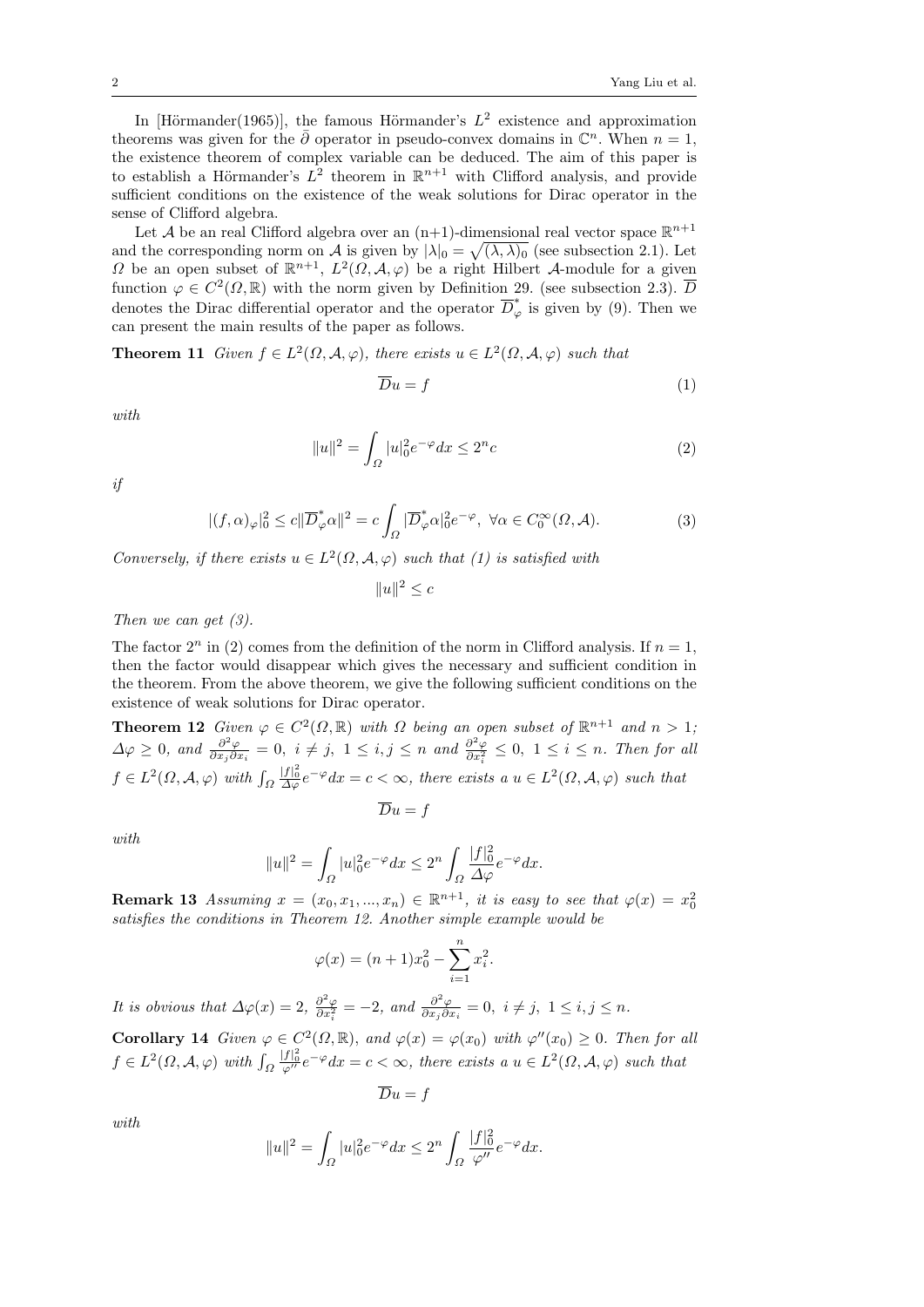In [Hörmander(1965)], the famous Hörmander's $L^2$ existence and approximation theorems was given for the $\bar{\partial}$ operator in pseudo-convex domains in $\mathbb{C}^n$. When $n = 1$, the existence theorem of complex variable can be deduced. The aim of this paper is to establish a Hörmander's $L^2$ theorem in $\mathbb{R}^{n+1}$ with Clifford analysis, and provide sufficient conditions on the existence of the weak solutions for Dirac operator in the sense of Clifford algebra.

Let $\mathcal{A}$ be an real Clifford algebra over an (n+1)-dimensional real vector space $\mathbb{R}^{n+1}$ and the corresponding norm on $\mathcal{A}$ is given by $|\lambda|_0 = \sqrt{(\lambda, \lambda)_0}$ (see subsection 2.1). Let $\Omega$ be an open subset of $\mathbb{R}^{n+1}$, $L^2(\Omega, \mathcal{A}, \varphi)$ be a right Hilbert $\mathcal{A}$-module for a given function $\varphi \in C^2(\Omega, \mathbb{R})$ with the norm given by Definition 29. (see subsection 2.3). $\overline{D}$ denotes the Dirac differential operator and the operator $\overline{D}_\varphi^*$ is given by (9). Then we can present the main results of the paper as follows.

**Theorem 11** *Given $f \in L^2(\Omega, \mathcal{A}, \varphi)$, there exists $u \in L^2(\Omega, \mathcal{A}, \varphi)$ such that*

$$\overline{D}u = f \tag{1}$$

*with*

$$\|u\|^2 = \int_\Omega |u|_0^2 e^{-\varphi} dx \leq 2^n c \tag{2}$$

*if*

$$|(f, \alpha)_\varphi|_0^2 \leq c \|\overline{D}_\varphi^* \alpha\|^2 = c \int_\Omega |\overline{D}_\varphi^* \alpha|_0^2 e^{-\varphi}, \ \forall \alpha \in C_0^\infty(\Omega, \mathcal{A}). \tag{3}$$

*Conversely, if there exists $u \in L^2(\Omega, \mathcal{A}, \varphi)$ such that (1) is satisfied with*

$$\|u\|^2 \leq c$$

*Then we can get (3).*

The factor $2^n$ in (2) comes from the definition of the norm in Clifford analysis. If $n = 1$, then the factor would disappear which gives the necessary and sufficient condition in the theorem. From the above theorem, we give the following sufficient conditions on the existence of weak solutions for Dirac operator.

**Theorem 12** *Given $\varphi \in C^2(\Omega, \mathbb{R})$ with $\Omega$ being an open subset of $\mathbb{R}^{n+1}$ and $n > 1$; $\Delta\varphi \geq 0$, and $\frac{\partial^2 \varphi}{\partial x_j \partial x_i} = 0, \ i \neq j, \ 1 \leq i, j \leq n$ and $\frac{\partial^2 \varphi}{\partial x_i^2} \leq 0, \ 1 \leq i \leq n$. Then for all $f \in L^2(\Omega, \mathcal{A}, \varphi)$ with $\int_\Omega \frac{|f|_0^2}{\Delta\varphi} e^{-\varphi} dx = c < \infty$, there exists a $u \in L^2(\Omega, \mathcal{A}, \varphi)$ such that*

$$\overline{D}u = f$$

*with*

$$\|u\|^2 = \int_\Omega |u|_0^2 e^{-\varphi} dx \leq 2^n \int_\Omega \frac{|f|_0^2}{\Delta\varphi} e^{-\varphi} dx.$$

**Remark 13** *Assuming $x = (x_0, x_1, ..., x_n) \in \mathbb{R}^{n+1}$, it is easy to see that $\varphi(x) = x_0^2$ satisfies the conditions in Theorem 12. Another simple example would be*

$$\varphi(x) = (n+1)x_0^2 - \sum_{i=1}^n x_i^2.$$

*It is obvious that $\Delta\varphi(x) = 2$, $\frac{\partial^2 \varphi}{\partial x_i^2} = -2$, and $\frac{\partial^2 \varphi}{\partial x_j \partial x_i} = 0, \ i \neq j, \ 1 \leq i, j \leq n$.*

**Corollary 14** *Given $\varphi \in C^2(\Omega, \mathbb{R})$, and $\varphi(x) = \varphi(x_0)$ with $\varphi''(x_0) \geq 0$. Then for all $f \in L^2(\Omega, \mathcal{A}, \varphi)$ with $\int_\Omega \frac{|f|_0^2}{\varphi''} e^{-\varphi} dx = c < \infty$, there exists a $u \in L^2(\Omega, \mathcal{A}, \varphi)$ such that*

$$\overline{D}u = f$$

*with*

$$\|u\|^2 = \int_\Omega |u|_0^2 e^{-\varphi} dx \leq 2^n \int_\Omega \frac{|f|_0^2}{\varphi''} e^{-\varphi} dx.$$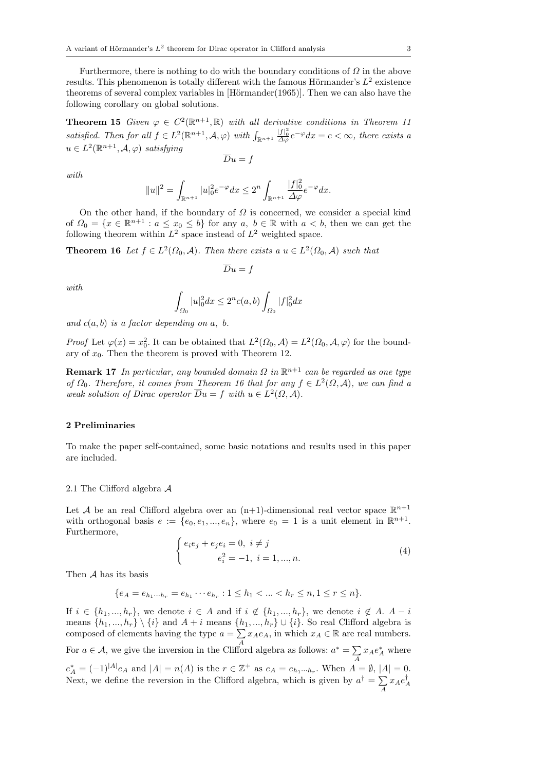Furthermore, there is nothing to do with the boundary conditions of $\Omega$ in the above results. This phenomenon is totally different with the famous Hörmander's $L^2$ existence theorems of several complex variables in [Hörmander(1965)]. Then we can also have the following corollary on global solutions.

**Theorem 15** *Given $\varphi \in C^2(\mathbb{R}^{n+1}, \mathbb{R})$ with all derivative conditions in Theorem 11 satisfied. Then for all $f \in L^2(\mathbb{R}^{n+1}, \mathcal{A}, \varphi)$ with $\int_{\mathbb{R}^{n+1}} \frac{|f|_0^2}{\Delta\varphi} e^{-\varphi} dx = c < \infty$, there exists a $u \in L^2(\mathbb{R}^{n+1}, \mathcal{A}, \varphi)$ satisfying*

$$\overline{D}u = f$$

*with*

$$\|u\|^2 = \int_{\mathbb{R}^{n+1}} |u|_0^2 e^{-\varphi} dx \leq 2^n \int_{\mathbb{R}^{n+1}} \frac{|f|_0^2}{\Delta\varphi} e^{-\varphi} dx.$$

On the other hand, if the boundary of $\Omega$ is concerned, we consider a special kind of $\Omega_0 = \{x \in \mathbb{R}^{n+1} : a \leq x_0 \leq b\}$ for any $a,\ b \in \mathbb{R}$ with $a < b$, then we can get the following theorem within $L^2$ space instead of $L^2$ weighted space.

**Theorem 16** *Let $f \in L^2(\Omega_0, \mathcal{A})$. Then there exists a $u \in L^2(\Omega_0, \mathcal{A})$ such that*

$$\overline{D}u = f$$

*with*

$$\int_{\Omega_0} |u|_0^2 dx \leq 2^n c(a,b) \int_{\Omega_0} |f|_0^2 dx$$

*and $c(a,b)$ is a factor depending on $a,\ b$.*

*Proof* Let $\varphi(x) = x_0^2$. It can be obtained that $L^2(\Omega_0, \mathcal{A}) = L^2(\Omega_0, \mathcal{A}, \varphi)$ for the boundary of $x_0$. Then the theorem is proved with Theorem 12.

**Remark 17** *In particular, any bounded domain $\Omega$ in $\mathbb{R}^{n+1}$ can be regarded as one type of $\Omega_0$. Therefore, it comes from Theorem 16 that for any $f \in L^2(\Omega, \mathcal{A})$, we can find a weak solution of Dirac operator $\overline{D}u = f$ with $u \in L^2(\Omega, \mathcal{A})$.*

## 2 Preliminaries

To make the paper self-contained, some basic notations and results used in this paper are included.

### 2.1 The Clifford algebra $\mathcal{A}$

Let $\mathcal{A}$ be an real Clifford algebra over an (n+1)-dimensional real vector space $\mathbb{R}^{n+1}$ with orthogonal basis $e := \{e_0, e_1, ..., e_n\}$, where $e_0 = 1$ is a unit element in $\mathbb{R}^{n+1}$. Furthermore,

$$\begin{cases} e_i e_j + e_j e_i = 0,\ i \neq j \\ \qquad\quad e_i^2 = -1,\ i = 1, ..., n. \end{cases} \tag{4}$$

Then $\mathcal{A}$ has its basis

$$\{e_A = e_{h_1 \cdots h_r} = e_{h_1} \cdots e_{h_r} : 1 \leq h_1 < ... < h_r \leq n, 1 \leq r \leq n\}.$$

If $i \in \{h_1, ..., h_r\}$, we denote $i \in A$ and if $i \notin \{h_1, ..., h_r\}$, we denote $i \notin A$. $A - i$ means $\{h_1, ..., h_r\} \setminus \{i\}$ and $A + i$ means $\{h_1, ..., h_r\} \cup \{i\}$. So real Clifford algebra is composed of elements having the type $a = \sum\limits_A x_A e_A$, in which $x_A \in \mathbb{R}$ are real numbers. For $a \in \mathcal{A}$, we give the inversion in the Clifford algebra as follows: $a^* = \sum\limits_A x_A e_A^*$ where $e_A^* = (-1)^{|A|} e_A$ and $|A| = n(A)$ is the $r \in \mathbb{Z}^+$ as $e_A = e_{h_1 \cdots h_r}$. When $A = \emptyset$, $|A| = 0$. Next, we define the reversion in the Clifford algebra, which is given by $a^\dagger = \sum\limits_A x_A e_A^\dagger$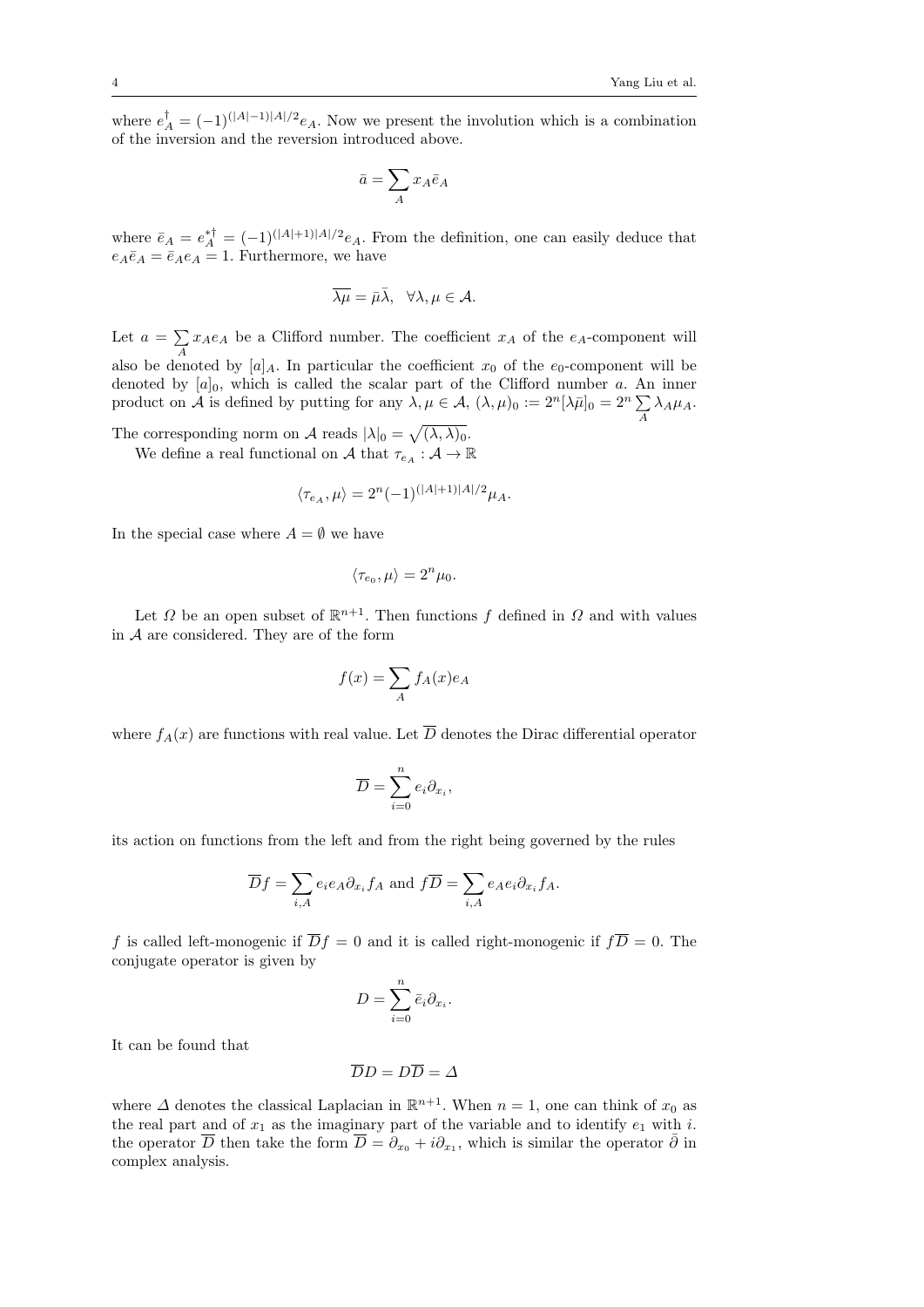where $e_A^\dagger = (-1)^{(|A|-1)|A|/2} e_A$. Now we present the involution which is a combination of the inversion and the reversion introduced above.

$$\bar{a} = \sum_A x_A \bar{e}_A$$

where $\bar{e}_A = e_A^{*\dagger} = (-1)^{(|A|+1)|A|/2} e_A$. From the definition, one can easily deduce that $e_A \bar{e}_A = \bar{e}_A e_A = 1$. Furthermore, we have

$$\overline{\lambda\mu} = \bar{\mu}\bar{\lambda}, \quad \forall \lambda, \mu \in \mathcal{A}.$$

Let $a = \sum_A x_A e_A$ be a Clifford number. The coefficient $x_A$ of the $e_A$-component will also be denoted by $[a]_A$. In particular the coefficient $x_0$ of the $e_0$-component will be denoted by $[a]_0$, which is called the scalar part of the Clifford number $a$. An inner product on $\mathcal{A}$ is defined by putting for any $\lambda, \mu \in \mathcal{A}$, $(\lambda, \mu)_0 := 2^n [\lambda\bar{\mu}]_0 = 2^n \sum_A \lambda_A \mu_A$. The corresponding norm on $\mathcal{A}$ reads $|\lambda|_0 = \sqrt{(\lambda, \lambda)_0}$.

We define a real functional on $\mathcal{A}$ that $\tau_{e_A} : \mathcal{A} \to \mathbb{R}$

$$\langle \tau_{e_A}, \mu \rangle = 2^n (-1)^{(|A|+1)|A|/2} \mu_A.$$

In the special case where $A = \emptyset$ we have

$$\langle \tau_{e_0}, \mu \rangle = 2^n \mu_0.$$

Let $\Omega$ be an open subset of $\mathbb{R}^{n+1}$. Then functions $f$ defined in $\Omega$ and with values in $\mathcal{A}$ are considered. They are of the form

$$f(x) = \sum_A f_A(x) e_A$$

where $f_A(x)$ are functions with real value. Let $\overline{D}$ denotes the Dirac differential operator

$$\overline{D} = \sum_{i=0}^{n} e_i \partial_{x_i},$$

its action on functions from the left and from the right being governed by the rules

$$\overline{D} f = \sum_{i,A} e_i e_A \partial_{x_i} f_A \text{ and } f\overline{D} = \sum_{i,A} e_A e_i \partial_{x_i} f_A.$$

$f$ is called left-monogenic if $\overline{D} f = 0$ and it is called right-monogenic if $f\overline{D} = 0$. The conjugate operator is given by

$$D = \sum_{i=0}^{n} \bar{e}_i \partial_{x_i}.$$

It can be found that

$$\overline{D} D = D \overline{D} = \Delta$$

where $\Delta$ denotes the classical Laplacian in $\mathbb{R}^{n+1}$. When $n = 1$, one can think of $x_0$ as the real part and of $x_1$ as the imaginary part of the variable and to identify $e_1$ with $i$. the operator $\overline{D}$ then take the form $\overline{D} = \partial_{x_0} + i\partial_{x_1}$, which is similar the operator $\bar{\partial}$ in complex analysis.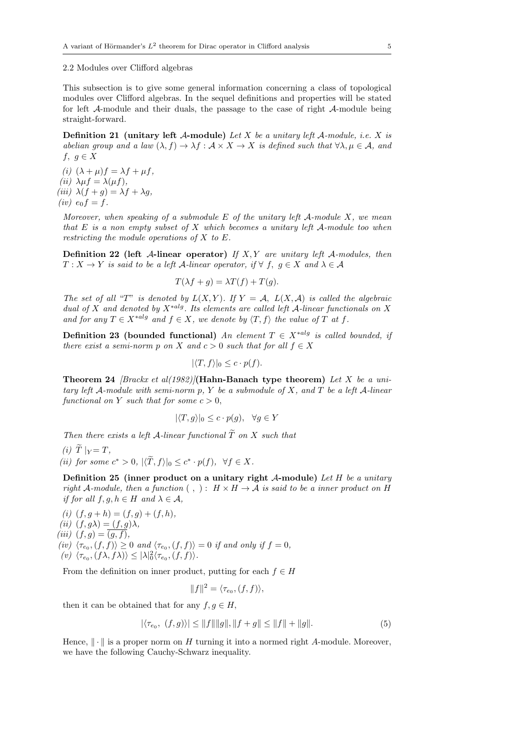2.2 Modules over Clifford algebras

This subsection is to give some general information concerning a class of topological modules over Clifford algebras. In the sequel definitions and properties will be stated for left $\mathcal{A}$-module and their duals, the passage to the case of right $\mathcal{A}$-module being straight-forward.

**Definition 21 (unitary left $\mathcal{A}$-module)** *Let $X$ be a unitary left $\mathcal{A}$-module, i.e. $X$ is abelian group and a law $(\lambda, f) \to \lambda f : \mathcal{A} \times X \to X$ is defined such that $\forall \lambda, \mu \in \mathcal{A}$, and $f,\ g \in X$*

*(i)* $(\lambda + \mu)f = \lambda f + \mu f$,
*(ii)* $\lambda\mu f = \lambda(\mu f)$,
*(iii)* $\lambda(f + g) = \lambda f + \lambda g$,
*(iv)* $e_0 f = f$.

*Moreover, when speaking of a submodule $E$ of the unitary left $\mathcal{A}$-module $X$, we mean that $E$ is a non empty subset of $X$ which becomes a unitary left $\mathcal{A}$-module too when restricting the module operations of $X$ to $E$.*

**Definition 22 (left $\mathcal{A}$-linear operator)** *If $X, Y$ are unitary left $\mathcal{A}$-modules, then $T : X \to Y$ is said to be a left $\mathcal{A}$-linear operator, if $\forall\ f,\ g \in X$ and $\lambda \in \mathcal{A}$*

$$T(\lambda f + g) = \lambda T(f) + T(g).$$

*The set of all "$T$" is denoted by $L(X, Y)$. If $Y = \mathcal{A}$, $L(X, \mathcal{A})$ is called the algebraic dual of $X$ and denoted by $X^{*alg}$. Its elements are called left $\mathcal{A}$-linear functionals on $X$ and for any $T \in X^{*alg}$ and $f \in X$, we denote by $\langle T, f\rangle$ the value of $T$ at $f$.*

**Definition 23 (bounded functional)** *An element $T \in X^{*alg}$ is called bounded, if there exist a semi-norm $p$ on $X$ and $c > 0$ such that for all $f \in X$*

$$|\langle T, f\rangle|_0 \leq c \cdot p(f).$$

**Theorem 24** *[Brackx et al(1982)]***(Hahn-Banach type theorem)** *Let $X$ be a unitary left $\mathcal{A}$-module with semi-norm $p$, $Y$ be a submodule of $X$, and $T$ be a left $\mathcal{A}$-linear functional on $Y$ such that for some $c > 0$,*

$$|\langle T, g\rangle|_0 \leq c \cdot p(g), \quad \forall g \in Y$$

*Then there exists a left $\mathcal{A}$-linear functional $\widetilde{T}$ on $X$ such that*

*(i)* $\widetilde{T}\mid_Y = T$,
*(ii) for some* $c^* > 0$, $|\langle \widetilde{T}, f\rangle|_0 \leq c^* \cdot p(f),\ \ \forall f \in X$.

**Definition 25 (inner product on a unitary right $\mathcal{A}$-module)** *Let $H$ be a unitary right $\mathcal{A}$-module, then a function $(\ ,\ ) :\ H \times H \to \mathcal{A}$ is said to be a inner product on $H$ if for all $f, g, h \in H$ and $\lambda \in \mathcal{A}$,*

*(i)* $(f, g + h) = (f, g) + (f, h)$,
*(ii)* $(f, g\lambda) = (f, g)\lambda$,
*(iii)* $(f, g) = \overline{(g, f)}$,
*(iv)* $\langle \tau_{e_0}, (f, f)\rangle \geq 0$ *and* $\langle \tau_{e_0}, (f, f)\rangle = 0$ *if and only if* $f = 0$,
*(v)* $\langle \tau_{e_0}, (f\lambda, f\lambda)\rangle \leq |\lambda|_0^2 \langle \tau_{e_0}, (f, f)\rangle$.

From the definition on inner product, putting for each $f \in H$

$$\|f\|^2 = \langle \tau_{e_0}, (f, f)\rangle,$$

then it can be obtained that for any $f, g \in H$,

$$|\langle \tau_{e_0},\ (f, g)\rangle| \leq \|f\|\|g\|, \|f + g\| \leq \|f\| + \|g\|. \tag{5}$$

Hence, $\|\cdot\|$ is a proper norm on $H$ turning it into a normed right $A$-module. Moreover, we have the following Cauchy-Schwarz inequality.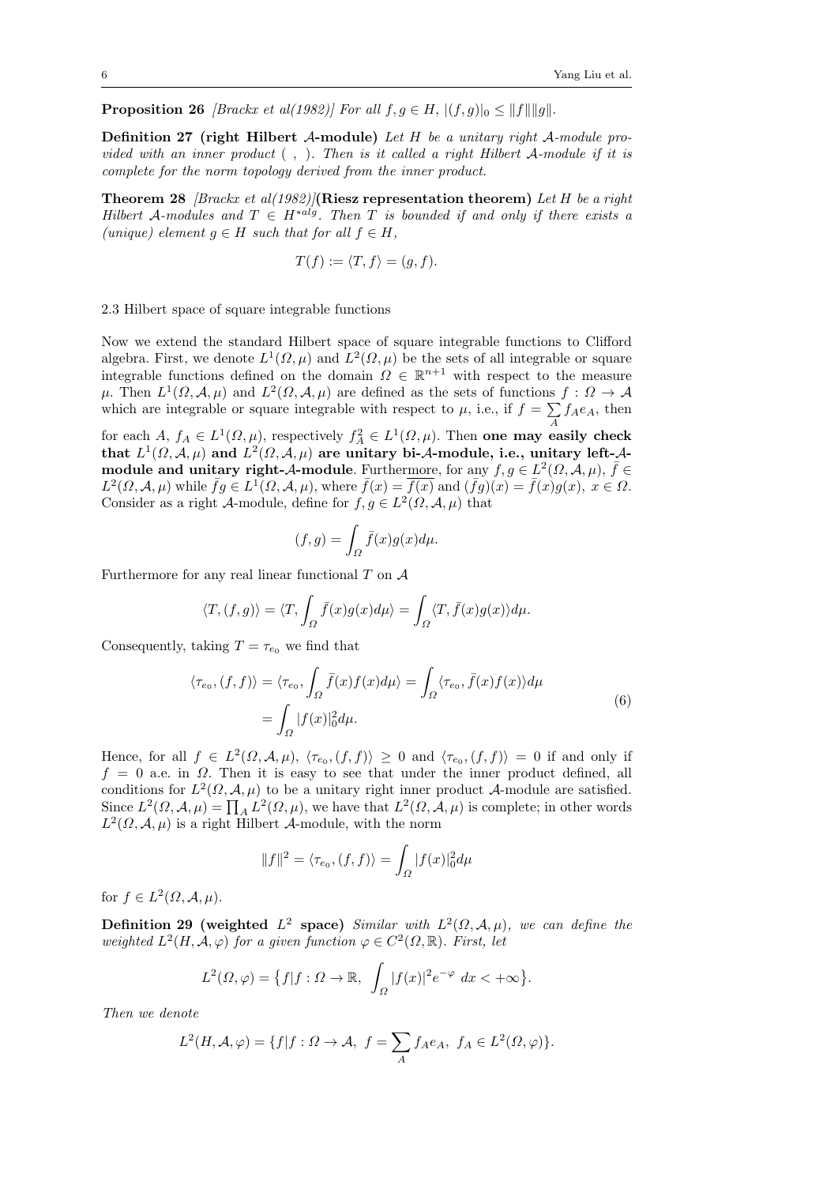**Proposition 26** *[Brackx et al(1982)] For all $f, g \in H$, $|(f,g)|_0 \leq \|f\|\|g\|$.*

**Definition 27 (right Hilbert $\mathcal{A}$-module)** *Let $H$ be a unitary right $\mathcal{A}$-module provided with an inner product $(\ ,\ )$. Then is it called a right Hilbert $\mathcal{A}$-module if it is complete for the norm topology derived from the inner product.*

**Theorem 28** *[Brackx et al(1982)]* **(Riesz representation theorem)** *Let $H$ be a right Hilbert $\mathcal{A}$-modules and $T \in H^{*alg}$. Then $T$ is bounded if and only if there exists a (unique) element $g \in H$ such that for all $f \in H$,*

$$T(f) := \langle T, f\rangle = (g, f).$$

### 2.3 Hilbert space of square integrable functions

Now we extend the standard Hilbert space of square integrable functions to Clifford algebra. First, we denote $L^1(\Omega,\mu)$ and $L^2(\Omega,\mu)$ be the sets of all integrable or square integrable functions defined on the domain $\Omega \in \mathbb{R}^{n+1}$ with respect to the measure $\mu$. Then $L^1(\Omega,\mathcal{A},\mu)$ and $L^2(\Omega,\mathcal{A},\mu)$ are defined as the sets of functions $f : \Omega \to \mathcal{A}$ which are integrable or square integrable with respect to $\mu$, i.e., if $f = \sum\limits_A f_A e_A$, then for each $A$, $f_A \in L^1(\Omega,\mu)$, respectively $f_A^2 \in L^1(\Omega,\mu)$. Then **one may easily check that $L^1(\Omega,\mathcal{A},\mu)$ and $L^2(\Omega,\mathcal{A},\mu)$ are unitary bi-$\mathcal{A}$-module, i.e., unitary left-$\mathcal{A}$-module and unitary right-$\mathcal{A}$-module**. Furthermore, for any $f, g \in L^2(\Omega,\mathcal{A},\mu)$, $\bar{f} \in L^2(\Omega,\mathcal{A},\mu)$ while $\bar{f}g \in L^1(\Omega,\mathcal{A},\mu)$, where $\bar{f}(x) = \overline{f(x)}$ and $(\bar{f}g)(x) = \bar{f}(x)g(x),\ x \in \Omega$. Consider as a right $\mathcal{A}$-module, define for $f, g \in L^2(\Omega,\mathcal{A},\mu)$ that

$$(f,g) = \int_\Omega \bar{f}(x)g(x)d\mu.$$

Furthermore for any real linear functional $T$ on $\mathcal{A}$

$$\langle T, (f,g)\rangle = \langle T, \int_\Omega \bar{f}(x)g(x)d\mu\rangle = \int_\Omega \langle T, \bar{f}(x)g(x)\rangle d\mu.$$

Consequently, taking $T = \tau_{e_0}$ we find that

$$\begin{aligned}\langle \tau_{e_0}, (f,f)\rangle = \langle \tau_{e_0}, \int_\Omega \bar{f}(x)f(x)d\mu\rangle &= \int_\Omega \langle \tau_{e_0}, \bar{f}(x)f(x)\rangle d\mu \\ &= \int_\Omega |f(x)|_0^2 d\mu.\end{aligned} \tag{6}$$

Hence, for all $f \in L^2(\Omega,\mathcal{A},\mu)$, $\langle \tau_{e_0}, (f,f)\rangle \geq 0$ and $\langle \tau_{e_0}, (f,f)\rangle = 0$ if and only if $f = 0$ a.e. in $\Omega$. Then it is easy to see that under the inner product defined, all conditions for $L^2(\Omega,\mathcal{A},\mu)$ to be a unitary right inner product $\mathcal{A}$-module are satisfied. Since $L^2(\Omega,\mathcal{A},\mu) = \prod_A L^2(\Omega,\mu)$, we have that $L^2(\Omega,\mathcal{A},\mu)$ is complete; in other words $L^2(\Omega,\mathcal{A},\mu)$ is a right Hilbert $\mathcal{A}$-module, with the norm

$$\|f\|^2 = \langle \tau_{e_0}, (f,f)\rangle = \int_\Omega |f(x)|_0^2 d\mu$$

for $f \in L^2(\Omega,\mathcal{A},\mu)$.

**Definition 29 (weighted $L^2$ space)** *Similar with $L^2(\Omega,\mathcal{A},\mu)$, we can define the weighted $L^2(H,\mathcal{A},\varphi)$ for a given function $\varphi \in C^2(\Omega,\mathbb{R})$. First, let*

$$L^2(\Omega,\varphi) = \big\{f | f : \Omega \to \mathbb{R},\ \int_\Omega |f(x)|^2 e^{-\varphi}\ dx < +\infty\big\}.$$

*Then we denote*

$$L^2(H,\mathcal{A},\varphi) = \{f | f : \Omega \to \mathcal{A},\ f = \sum_A f_A e_A,\ f_A \in L^2(\Omega,\varphi)\}.$$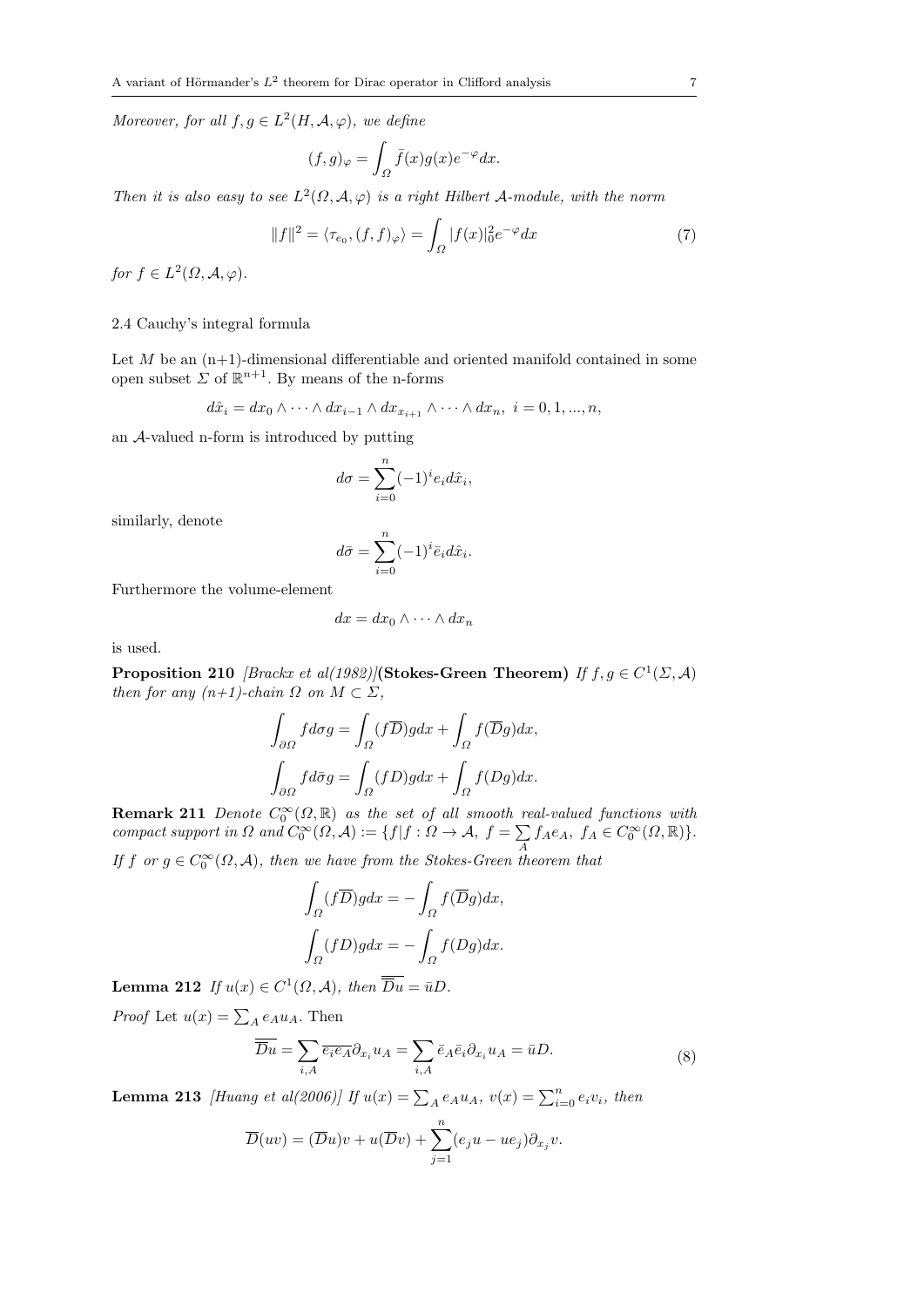*Moreover, for all $f, g \in L^2(H, \mathcal{A}, \varphi)$, we define*

$$(f, g)_\varphi = \int_\Omega \bar{f}(x) g(x) e^{-\varphi} dx.$$

*Then it is also easy to see $L^2(\Omega, \mathcal{A}, \varphi)$ is a right Hilbert $\mathcal{A}$-module, with the norm*

$$\|f\|^2 = \langle \tau_{e_0}, (f, f)_\varphi \rangle = \int_\Omega |f(x)|_0^2 e^{-\varphi} dx \tag{7}$$

*for $f \in L^2(\Omega, \mathcal{A}, \varphi)$.*

### 2.4 Cauchy's integral formula

Let $M$ be an (n+1)-dimensional differentiable and oriented manifold contained in some open subset $\Sigma$ of $\mathbb{R}^{n+1}$. By means of the n-forms

$$d\hat{x}_i = dx_0 \wedge \cdots \wedge dx_{i-1} \wedge dx_{x_{i+1}} \wedge \cdots \wedge dx_n, \ i = 0, 1, ..., n,$$

an $\mathcal{A}$-valued n-form is introduced by putting

$$d\sigma = \sum_{i=0}^{n} (-1)^i e_i d\hat{x}_i,$$

similarly, denote

$$d\bar{\sigma} = \sum_{i=0}^{n} (-1)^i \bar{e}_i d\hat{x}_i.$$

Furthermore the volume-element

$$dx = dx_0 \wedge \cdots \wedge dx_n$$

is used.

**Proposition 210** *[Brackx et al(1982)]*(**Stokes-Green Theorem**) *If $f, g \in C^1(\Sigma, \mathcal{A})$ then for any (n+1)-chain $\Omega$ on $M \subset \Sigma$,*

$$\int_{\partial\Omega} f d\sigma g = \int_\Omega (f\overline{D}) g dx + \int_\Omega f(\overline{D} g) dx,$$

$$\int_{\partial\Omega} f d\bar{\sigma} g = \int_\Omega (fD) g dx + \int_\Omega f(D g) dx.$$

**Remark 211** *Denote $C_0^\infty(\Omega, \mathbb{R})$ as the set of all smooth real-valued functions with compact support in $\Omega$ and $C_0^\infty(\Omega, \mathcal{A}) := \{f | f : \Omega \to \mathcal{A}, \ f = \sum_A f_A e_A, \ f_A \in C_0^\infty(\Omega, \mathbb{R})\}$. If $f$ or $g \in C_0^\infty(\Omega, \mathcal{A})$, then we have from the Stokes-Green theorem that*

$$\int_\Omega (f\overline{D}) g dx = -\int_\Omega f(\overline{D} g) dx,$$

$$\int_\Omega (fD) g dx = -\int_\Omega f(D g) dx.$$

**Lemma 212** *If $u(x) \in C^1(\Omega, \mathcal{A})$, then $\overline{\overline{D}u} = \bar{u}D$.*

*Proof* Let $u(x) = \sum_A e_A u_A$. Then

$$\overline{\overline{D}u} = \sum_{i,A} \overline{\overline{e_i} e_A} \partial_{x_i} u_A = \sum_{i,A} \bar{e}_A \bar{e}_i \partial_{x_i} u_A = \bar{u} D. \tag{8}$$

**Lemma 213** *[Huang et al(2006)] If $u(x) = \sum_A e_A u_A$, $v(x) = \sum_{i=0}^n e_i v_i$, then*

$$\overline{D}(uv) = (\overline{D}u)v + u(\overline{D}v) + \sum_{j=1}^{n} (e_j u - u e_j) \partial_{x_j} v.$$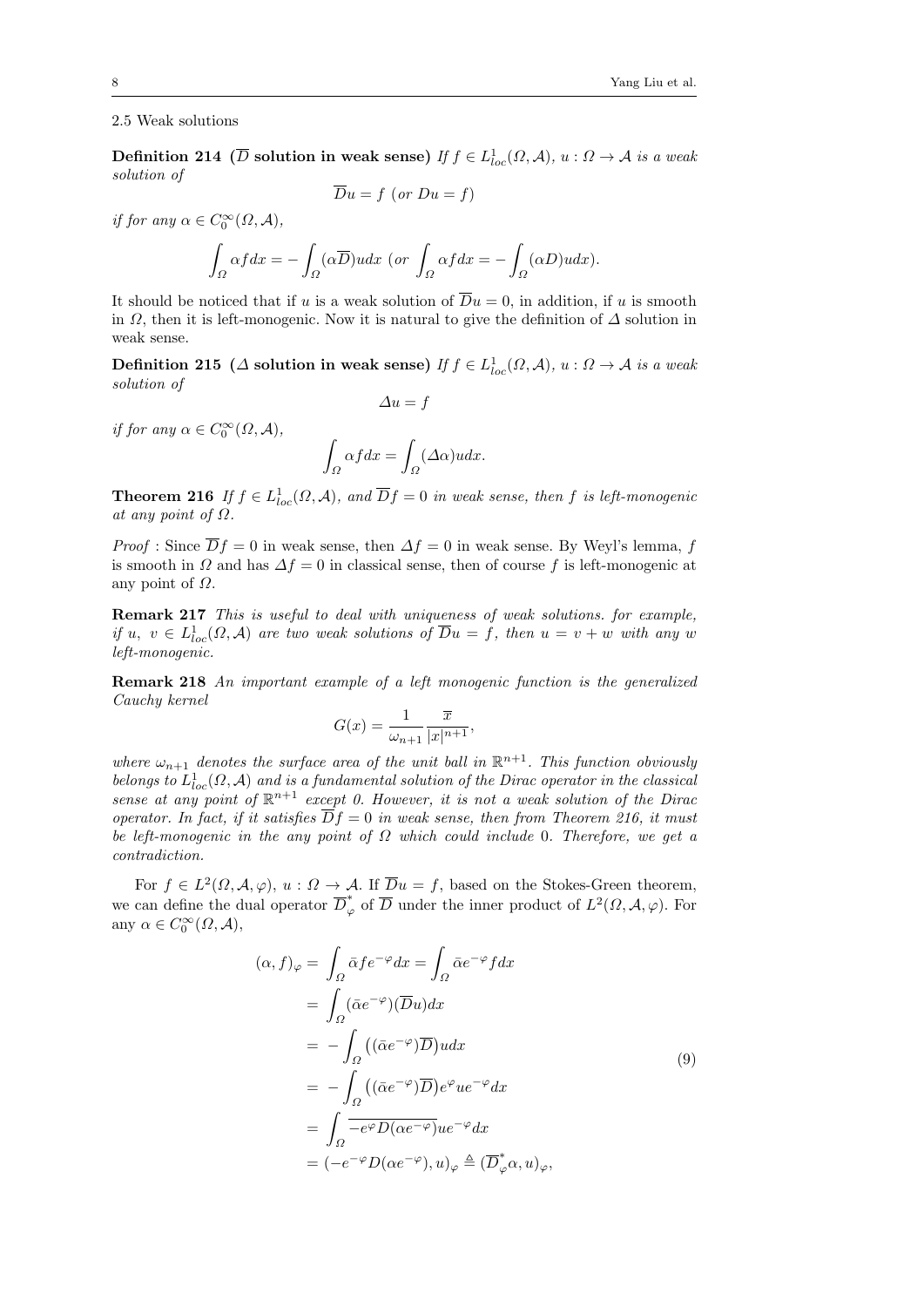### 2.5 Weak solutions

**Definition 214 ($\overline{D}$ solution in weak sense)** *If $f \in L^1_{loc}(\Omega, \mathcal{A})$, $u : \Omega \to \mathcal{A}$ is a weak solution of*

$$\overline{D}u = f \ (or \ Du = f)$$

*if for any $\alpha \in C_0^\infty(\Omega, \mathcal{A})$,*

$$\int_\Omega \alpha f dx = -\int_\Omega (\alpha \overline{D}) u dx \ \left(or \int_\Omega \alpha f dx = -\int_\Omega (\alpha D) u dx\right).$$

It should be noticed that if $u$ is a weak solution of $\overline{D}u = 0$, in addition, if $u$ is smooth in $\Omega$, then it is left-monogenic. Now it is natural to give the definition of $\Delta$ solution in weak sense.

**Definition 215 ($\Delta$ solution in weak sense)** *If $f \in L^1_{loc}(\Omega, \mathcal{A})$, $u : \Omega \to \mathcal{A}$ is a weak solution of*

$$\Delta u = f$$

*if for any $\alpha \in C_0^\infty(\Omega, \mathcal{A})$,*

$$\int_\Omega \alpha f dx = \int_\Omega (\Delta \alpha) u dx.$$

**Theorem 216** *If $f \in L^1_{loc}(\Omega, \mathcal{A})$, and $\overline{D}f = 0$ in weak sense, then $f$ is left-monogenic at any point of $\Omega$.*

*Proof* : Since $\overline{D}f = 0$ in weak sense, then $\Delta f = 0$ in weak sense. By Weyl's lemma, $f$ is smooth in $\Omega$ and has $\Delta f = 0$ in classical sense, then of course $f$ is left-monogenic at any point of $\Omega$.

**Remark 217** *This is useful to deal with uniqueness of weak solutions. for example, if $u, \ v \in L^1_{loc}(\Omega, \mathcal{A})$ are two weak solutions of $\overline{D}u = f$, then $u = v + w$ with any $w$ left-monogenic.*

**Remark 218** *An important example of a left monogenic function is the generalized Cauchy kernel*

$$G(x) = \frac{1}{\omega_{n+1}} \frac{\overline{x}}{|x|^{n+1}},$$

*where $\omega_{n+1}$ denotes the surface area of the unit ball in $\mathbb{R}^{n+1}$. This function obviously belongs to $L^1_{loc}(\Omega, \mathcal{A})$ and is a fundamental solution of the Dirac operator in the classical sense at any point of $\mathbb{R}^{n+1}$ except 0. However, it is not a weak solution of the Dirac operator. In fact, if it satisfies $\overline{D}f = 0$ in weak sense, then from Theorem 216, it must be left-monogenic in the any point of $\Omega$ which could include 0. Therefore, we get a contradiction.*

For $f \in L^2(\Omega, \mathcal{A}, \varphi)$, $u : \Omega \to \mathcal{A}$. If $\overline{D}u = f$, based on the Stokes-Green theorem, we can define the dual operator $\overline{D}^*_\varphi$ of $\overline{D}$ under the inner product of $L^2(\Omega, \mathcal{A}, \varphi)$. For any $\alpha \in C_0^\infty(\Omega, \mathcal{A})$,

$$\begin{aligned}
(\alpha, f)_\varphi &= \int_\Omega \bar{\alpha} f e^{-\varphi} dx = \int_\Omega \bar{\alpha} e^{-\varphi} f dx \\
&= \int_\Omega (\bar{\alpha} e^{-\varphi})(\overline{D}u) dx \\
&= -\int_\Omega \left((\bar{\alpha} e^{-\varphi})\overline{D}\right) u dx \\
&= -\int_\Omega \left((\bar{\alpha} e^{-\varphi})\overline{D}\right) e^{\varphi} u e^{-\varphi} dx \\
&= \int_\Omega \overline{-e^{\varphi} D(\alpha e^{-\varphi})} u e^{-\varphi} dx \\
&= (-e^{-\varphi} D(\alpha e^{-\varphi}), u)_\varphi \triangleq (\overline{D}^*_\varphi \alpha, u)_\varphi,
\end{aligned} \tag{9}$$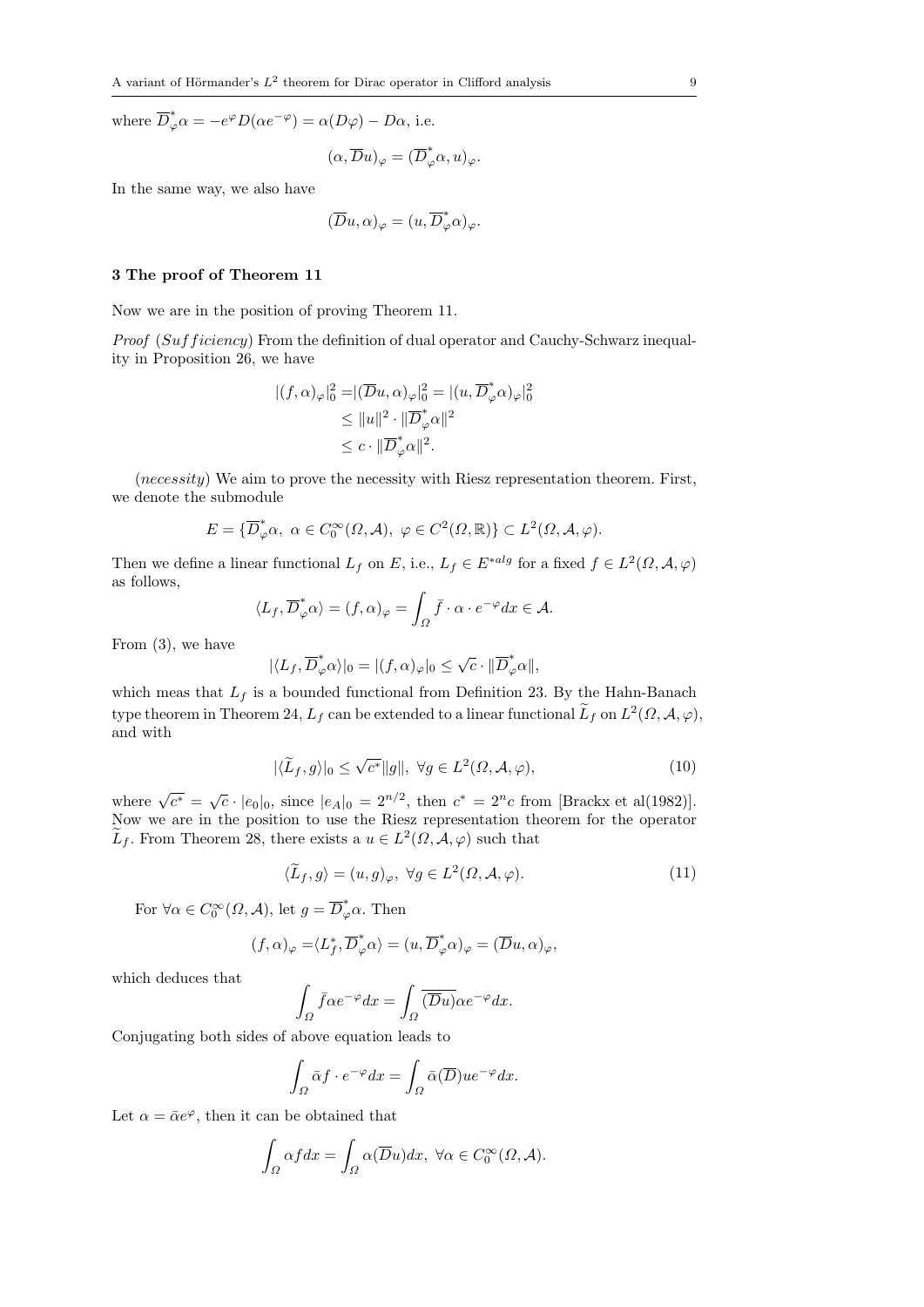where $\overline{D}_{\varphi}^{*}\alpha = -e^{\varphi}D(\alpha e^{-\varphi}) = \alpha(D\varphi) - D\alpha$, i.e.

$$(\alpha, \overline{D}u)_{\varphi} = (\overline{D}_{\varphi}^{*}\alpha, u)_{\varphi}.$$

In the same way, we also have

$$(\overline{D}u, \alpha)_{\varphi} = (u, \overline{D}_{\varphi}^{*}\alpha)_{\varphi}.$$

## 3 The proof of Theorem 11

Now we are in the position of proving Theorem 11.

*Proof* (*Sufficiency*) From the definition of dual operator and Cauchy-Schwarz inequality in Proposition 26, we have

$$\begin{aligned}
|(f, \alpha)_{\varphi}|_0^2 =& |(\overline{D}u, \alpha)_{\varphi}|_0^2 = |(u, \overline{D}_{\varphi}^{*}\alpha)_{\varphi}|_0^2 \\
\leq& \|u\|^2 \cdot \|\overline{D}_{\varphi}^{*}\alpha\|^2 \\
\leq& c \cdot \|\overline{D}_{\varphi}^{*}\alpha\|^2.
\end{aligned}$$

(*necessity*) We aim to prove the necessity with Riesz representation theorem. First, we denote the submodule

$$E = \{\overline{D}_{\varphi}^{*}\alpha,\ \alpha \in C_0^{\infty}(\Omega, \mathcal{A}),\ \varphi \in C^2(\Omega, \mathbb{R})\} \subset L^2(\Omega, \mathcal{A}, \varphi).$$

Then we define a linear functional $L_f$ on $E$, i.e., $L_f \in E^{*alg}$ for a fixed $f \in L^2(\Omega, \mathcal{A}, \varphi)$ as follows,

$$\langle L_f, \overline{D}_{\varphi}^{*}\alpha \rangle = (f, \alpha)_{\varphi} = \int_{\Omega} \bar{f} \cdot \alpha \cdot e^{-\varphi} dx \in \mathcal{A}.$$

From (3), we have

$$|\langle L_f, \overline{D}_{\varphi}^{*}\alpha \rangle|_0 = |(f, \alpha)_{\varphi}|_0 \leq \sqrt{c} \cdot \|\overline{D}_{\varphi}^{*}\alpha\|,$$

which meas that $L_f$ is a bounded functional from Definition 23. By the Hahn-Banach type theorem in Theorem 24, $L_f$ can be extended to a linear functional $\widetilde{L}_f$ on $L^2(\Omega, \mathcal{A}, \varphi)$, and with

$$|\langle \widetilde{L}_f, g \rangle|_0 \leq \sqrt{c^*}\|g\|,\ \forall g \in L^2(\Omega, \mathcal{A}, \varphi), \tag{10}$$

where $\sqrt{c^*} = \sqrt{c} \cdot |e_0|_0$, since $|e_A|_0 = 2^{n/2}$, then $c^* = 2^n c$ from [Brackx et al(1982)]. Now we are in the position to use the Riesz representation theorem for the operator $\widetilde{L}_f$. From Theorem 28, there exists a $u \in L^2(\Omega, \mathcal{A}, \varphi)$ such that

$$\langle \widetilde{L}_f, g \rangle = (u, g)_{\varphi},\ \forall g \in L^2(\Omega, \mathcal{A}, \varphi). \tag{11}$$

For $\forall \alpha \in C_0^{\infty}(\Omega, \mathcal{A})$, let $g = \overline{D}_{\varphi}^{*}\alpha$. Then

$$(f, \alpha)_{\varphi} = \langle L_f^{*}, \overline{D}_{\varphi}^{*}\alpha \rangle = (u, \overline{D}_{\varphi}^{*}\alpha)_{\varphi} = (\overline{D}u, \alpha)_{\varphi},$$

which deduces that

$$\int_{\Omega} \bar{f}\alpha e^{-\varphi} dx = \int_{\Omega} \overline{(\overline{D}u)}\alpha e^{-\varphi} dx.$$

Conjugating both sides of above equation leads to

$$\int_{\Omega} \bar{\alpha} f \cdot e^{-\varphi} dx = \int_{\Omega} \bar{\alpha}(\overline{D})u e^{-\varphi} dx.$$

Let $\alpha = \bar{\alpha} e^{\varphi}$, then it can be obtained that

$$\int_{\Omega} \alpha f dx = \int_{\Omega} \alpha(\overline{D}u) dx,\ \forall \alpha \in C_0^{\infty}(\Omega, \mathcal{A}).$$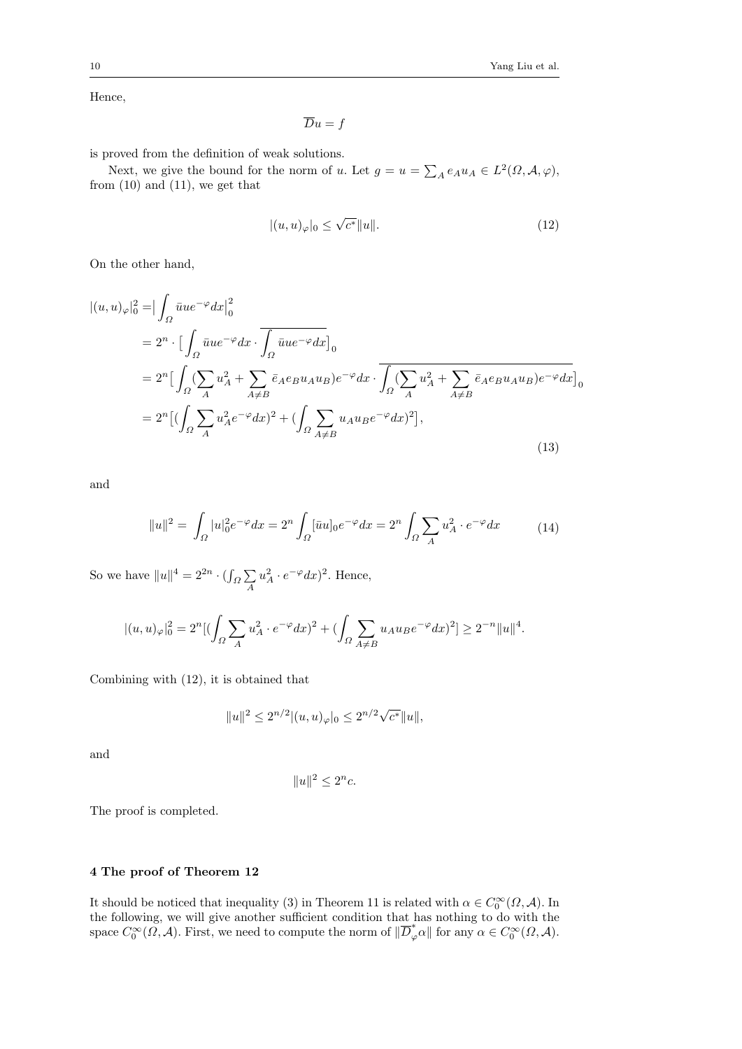Hence,

$$\overline{D}u = f$$

is proved from the definition of weak solutions.

Next, we give the bound for the norm of $u$. Let $g = u = \sum_A e_A u_A \in L^2(\Omega, \mathcal{A}, \varphi)$, from (10) and (11), we get that

$$|(u,u)_\varphi|_0 \leq \sqrt{c^*}\|u\|. \tag{12}$$

On the other hand,

$$\begin{aligned}
|(u,u)_\varphi|_0^2 =& \big|\int_\Omega \bar{u}ue^{-\varphi}dx\big|_0^2 \\
=& 2^n \cdot \big[\int_\Omega \bar{u}ue^{-\varphi}dx \cdot \overline{\int_\Omega \bar{u}ue^{-\varphi}dx}\big]_0 \\
=& 2^n \big[\int_\Omega (\sum_A u_A^2 + \sum_{A\neq B} \bar{e}_A e_B u_A u_B)e^{-\varphi}dx \cdot \overline{\int_\Omega (\sum_A u_A^2 + \sum_{A\neq B} \bar{e}_A e_B u_A u_B)e^{-\varphi}dx}\big]_0 \\
=& 2^n \big[(\int_\Omega \sum_A u_A^2 e^{-\varphi}dx)^2 + (\int_\Omega \sum_{A\neq B} u_A u_B e^{-\varphi}dx)^2\big],
\end{aligned} \tag{13}$$

and

$$\|u\|^2 = \int_\Omega |u|_0^2 e^{-\varphi}dx = 2^n \int_\Omega [\bar{u}u]_0 e^{-\varphi}dx = 2^n \int_\Omega \sum_A u_A^2 \cdot e^{-\varphi}dx \tag{14}$$

So we have $\|u\|^4 = 2^{2n} \cdot (\int_\Omega \sum_A u_A^2 \cdot e^{-\varphi}dx)^2$. Hence,

$$|(u,u)_\varphi|_0^2 = 2^n[(\int_\Omega \sum_A u_A^2 \cdot e^{-\varphi}dx)^2 + (\int_\Omega \sum_{A\neq B} u_A u_B e^{-\varphi}dx)^2] \geq 2^{-n}\|u\|^4.$$

Combining with (12), it is obtained that

$$\|u\|^2 \leq 2^{n/2}|(u,u)_\varphi|_0 \leq 2^{n/2}\sqrt{c^*}\|u\|,$$

and

$$\|u\|^2 \leq 2^n c.$$

The proof is completed.

## 4 The proof of Theorem 12

It should be noticed that inequality (3) in Theorem 11 is related with $\alpha \in C_0^\infty(\Omega, \mathcal{A})$. In the following, we will give another sufficient condition that has nothing to do with the space $C_0^\infty(\Omega, \mathcal{A})$. First, we need to compute the norm of $\|\overline{D}_\varphi^* \alpha\|$ for any $\alpha \in C_0^\infty(\Omega, \mathcal{A})$.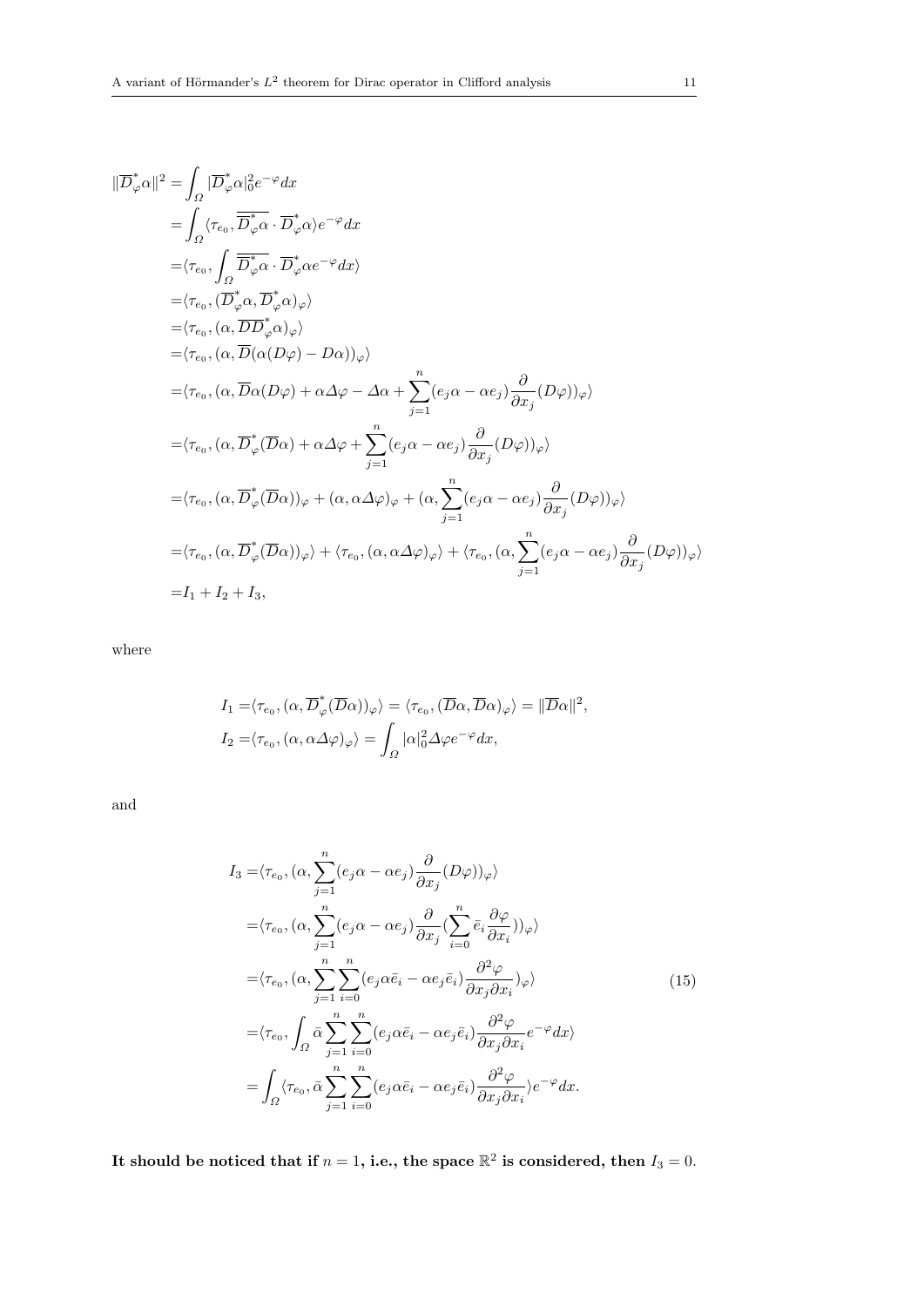$$
\begin{aligned}
\|\overline{D}_\varphi^*\alpha\|^2 =& \int_\Omega |\overline{D}_\varphi^*\alpha|_0^2 e^{-\varphi}dx \\
=& \int_\Omega \langle \tau_{e_0}, \overline{\overline{D}_\varphi^*\alpha}\cdot \overline{D}_\varphi^*\alpha\rangle e^{-\varphi}dx \\
=& \langle \tau_{e_0}, \int_\Omega \overline{\overline{D}_\varphi^*\alpha}\cdot \overline{D}_\varphi^*\alpha e^{-\varphi}dx\rangle \\
=& \langle \tau_{e_0}, (\overline{D}_\varphi^*\alpha, \overline{D}_\varphi^*\alpha)_\varphi\rangle \\
=& \langle \tau_{e_0}, (\alpha, \overline{D}\overline{D}_\varphi^*\alpha)_\varphi\rangle \\
=& \langle \tau_{e_0}, (\alpha, \overline{D}(\alpha(D\varphi) - D\alpha))_\varphi\rangle \\
=& \langle \tau_{e_0}, (\alpha, \overline{D}\alpha(D\varphi) + \alpha\Delta\varphi - \Delta\alpha + \sum_{j=1}^n (e_j\alpha - \alpha e_j)\frac{\partial}{\partial x_j}(D\varphi))_\varphi\rangle \\
=& \langle \tau_{e_0}, (\alpha, \overline{D}_\varphi^*(\overline{D}\alpha) + \alpha\Delta\varphi + \sum_{j=1}^n (e_j\alpha - \alpha e_j)\frac{\partial}{\partial x_j}(D\varphi))_\varphi\rangle \\
=& \langle \tau_{e_0}, (\alpha, \overline{D}_\varphi^*(\overline{D}\alpha))_\varphi + (\alpha, \alpha\Delta\varphi)_\varphi + (\alpha, \sum_{j=1}^n (e_j\alpha - \alpha e_j)\frac{\partial}{\partial x_j}(D\varphi))_\varphi\rangle \\
=& \langle \tau_{e_0}, (\alpha, \overline{D}_\varphi^*(\overline{D}\alpha))_\varphi\rangle + \langle \tau_{e_0}, (\alpha, \alpha\Delta\varphi)_\varphi\rangle + \langle \tau_{e_0}, (\alpha, \sum_{j=1}^n (e_j\alpha - \alpha e_j)\frac{\partial}{\partial x_j}(D\varphi))_\varphi\rangle \\
=& I_1 + I_2 + I_3,
\end{aligned}
$$

where

$$
\begin{aligned}
I_1 =& \langle \tau_{e_0}, (\alpha, \overline{D}_\varphi^*(\overline{D}\alpha))_\varphi\rangle = \langle \tau_{e_0}, (\overline{D}\alpha, \overline{D}\alpha)_\varphi\rangle = \|\overline{D}\alpha\|^2, \\
I_2 =& \langle \tau_{e_0}, (\alpha, \alpha\Delta\varphi)_\varphi\rangle = \int_\Omega |\alpha|_0^2 \Delta\varphi e^{-\varphi}dx,
\end{aligned}
$$

and

$$
\begin{aligned}
I_3 =& \langle \tau_{e_0}, (\alpha, \sum_{j=1}^n (e_j\alpha - \alpha e_j)\frac{\partial}{\partial x_j}(D\varphi))_\varphi\rangle \\
=& \langle \tau_{e_0}, (\alpha, \sum_{j=1}^n (e_j\alpha - \alpha e_j)\frac{\partial}{\partial x_j}(\sum_{i=0}^n \bar{e}_i \frac{\partial\varphi}{\partial x_i}))_\varphi\rangle \\
=& \langle \tau_{e_0}, (\alpha, \sum_{j=1}^n \sum_{i=0}^n (e_j\alpha\bar{e}_i - \alpha e_j\bar{e}_i)\frac{\partial^2\varphi}{\partial x_j\partial x_i})_\varphi\rangle \\
=& \langle \tau_{e_0}, \int_\Omega \bar{\alpha}\sum_{j=1}^n \sum_{i=0}^n (e_j\alpha\bar{e}_i - \alpha e_j\bar{e}_i)\frac{\partial^2\varphi}{\partial x_j\partial x_i}e^{-\varphi}dx\rangle \\
=& \int_\Omega \langle \tau_{e_0}, \bar{\alpha}\sum_{j=1}^n \sum_{i=0}^n (e_j\alpha\bar{e}_i - \alpha e_j\bar{e}_i)\frac{\partial^2\varphi}{\partial x_j\partial x_i}\rangle e^{-\varphi}dx.
\end{aligned} \tag{15}
$$

**It should be noticed that if $n = 1$, i.e., the space $\mathbb{R}^2$ is considered, then $I_3 = 0$.**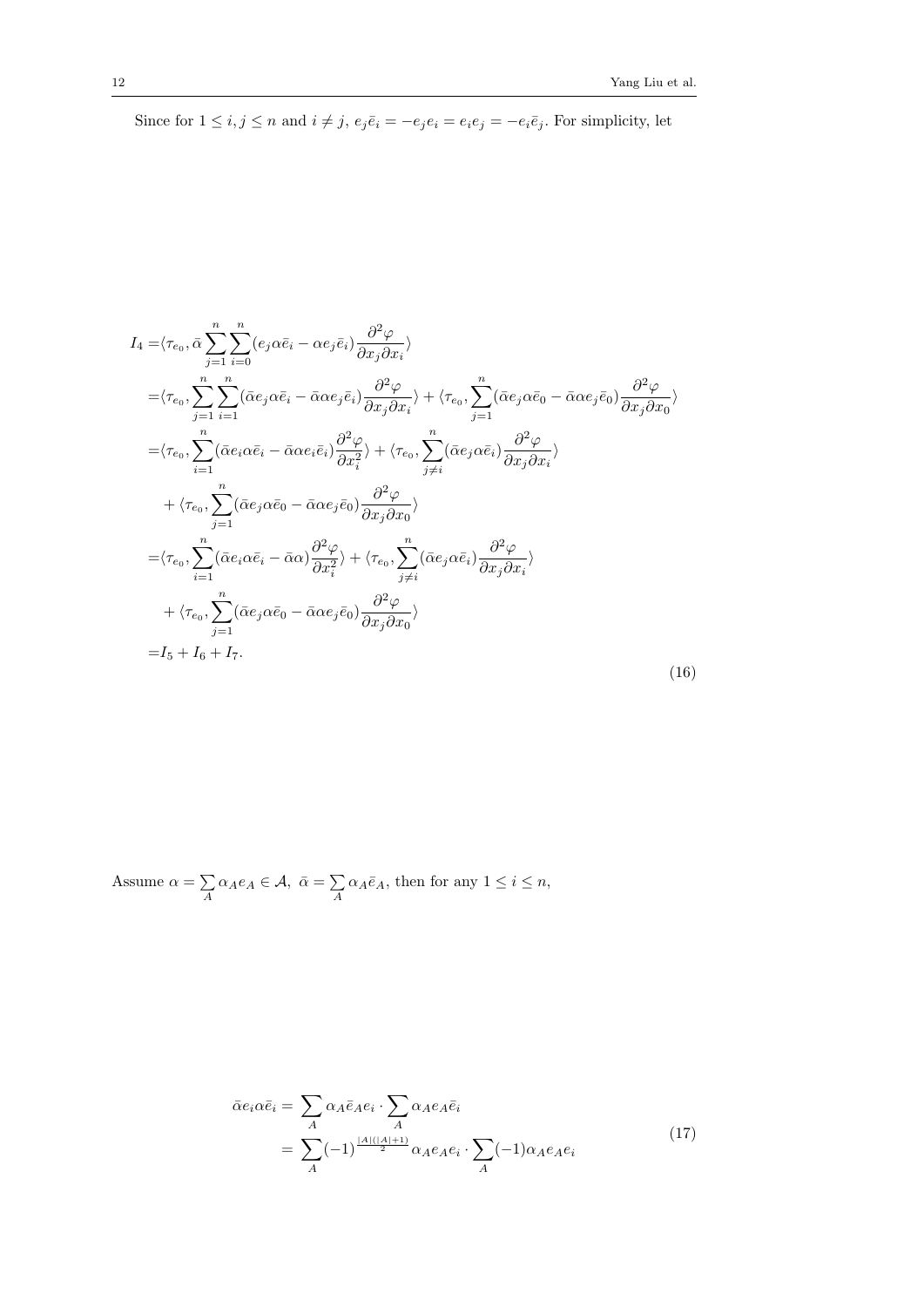Since for $1 \le i,j \le n$ and $i \neq j$, $e_j\bar{e}_i = -e_je_i = e_ie_j = -e_i\bar{e}_j$. For simplicity, let

$$
\begin{aligned}
I_4 =& \langle \tau_{e_0}, \bar{\alpha}\sum_{j=1}^{n}\sum_{i=0}^{n}(e_j\alpha\bar{e}_i - \alpha e_j\bar{e}_i)\frac{\partial^2\varphi}{\partial x_j\partial x_i}\rangle \\
=& \langle \tau_{e_0}, \sum_{j=1}^{n}\sum_{i=1}^{n}(\bar{\alpha}e_j\alpha\bar{e}_i - \bar{\alpha}\alpha e_j\bar{e}_i)\frac{\partial^2\varphi}{\partial x_j\partial x_i}\rangle + \langle \tau_{e_0}, \sum_{j=1}^{n}(\bar{\alpha}e_j\alpha\bar{e}_0 - \bar{\alpha}\alpha e_j\bar{e}_0)\frac{\partial^2\varphi}{\partial x_j\partial x_0}\rangle \\
=& \langle \tau_{e_0}, \sum_{i=1}^{n}(\bar{\alpha}e_i\alpha\bar{e}_i - \bar{\alpha}\alpha e_i\bar{e}_i)\frac{\partial^2\varphi}{\partial x_i^2}\rangle + \langle \tau_{e_0}, \sum_{j\neq i}^{n}(\bar{\alpha}e_j\alpha\bar{e}_i)\frac{\partial^2\varphi}{\partial x_j\partial x_i}\rangle \\
&+ \langle \tau_{e_0}, \sum_{j=1}^{n}(\bar{\alpha}e_j\alpha\bar{e}_0 - \bar{\alpha}\alpha e_j\bar{e}_0)\frac{\partial^2\varphi}{\partial x_j\partial x_0}\rangle \\
=& \langle \tau_{e_0}, \sum_{i=1}^{n}(\bar{\alpha}e_i\alpha\bar{e}_i - \bar{\alpha}\alpha)\frac{\partial^2\varphi}{\partial x_i^2}\rangle + \langle \tau_{e_0}, \sum_{j\neq i}^{n}(\bar{\alpha}e_j\alpha\bar{e}_i)\frac{\partial^2\varphi}{\partial x_j\partial x_i}\rangle \\
&+ \langle \tau_{e_0}, \sum_{j=1}^{n}(\bar{\alpha}e_j\alpha\bar{e}_0 - \bar{\alpha}\alpha e_j\bar{e}_0)\frac{\partial^2\varphi}{\partial x_j\partial x_0}\rangle \\
=& I_5 + I_6 + I_7.
\end{aligned} \tag{16}
$$

Assume $\alpha = \sum_A \alpha_A e_A \in \mathcal{A}$, $\bar{\alpha} = \sum_A \alpha_A \bar{e}_A$, then for any $1 \le i \le n$,

$$
\begin{aligned}
\bar{\alpha}e_i\alpha\bar{e}_i =& \sum_A \alpha_A\bar{e}_Ae_i \cdot \sum_A \alpha_A e_A\bar{e}_i \\
=& \sum_A (-1)^{\frac{|A|(|A|+1)}{2}}\alpha_A e_A e_i \cdot \sum_A (-1)\alpha_A e_A e_i
\end{aligned} \tag{17}
$$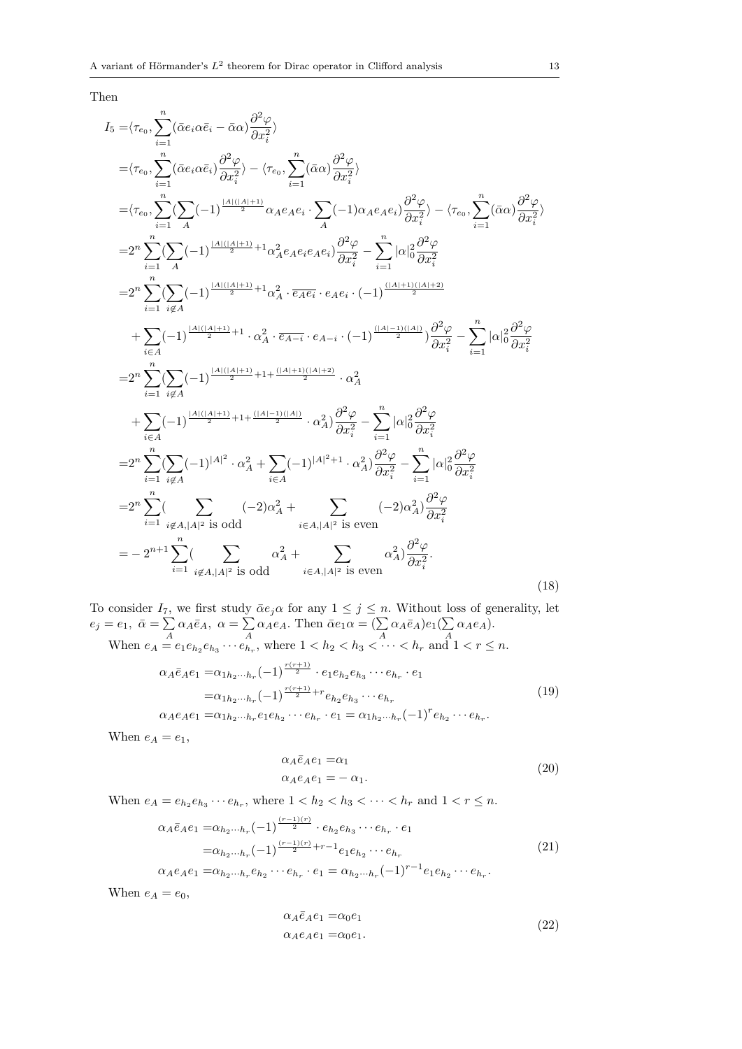Then

$$
\begin{aligned}
I_5 =&\langle \tau_{e_0}, \sum_{i=1}^{n}(\bar{\alpha} e_i \alpha \bar{e}_i - \bar{\alpha}\alpha)\frac{\partial^2 \varphi}{\partial x_i^2}\rangle \\
=&\langle \tau_{e_0}, \sum_{i=1}^{n}(\bar{\alpha} e_i \alpha \bar{e}_i)\frac{\partial^2 \varphi}{\partial x_i^2}\rangle - \langle \tau_{e_0}, \sum_{i=1}^{n}(\bar{\alpha}\alpha)\frac{\partial^2 \varphi}{\partial x_i^2}\rangle \\
=&\langle \tau_{e_0}, \sum_{i=1}^{n}(\sum_{A}(-1)^{\frac{|A|(|A|+1)}{2}}\alpha_A e_A e_i \cdot \sum_{A}(-1)\alpha_A e_A e_i)\frac{\partial^2 \varphi}{\partial x_i^2}\rangle - \langle \tau_{e_0}, \sum_{i=1}^{n}(\bar{\alpha}\alpha)\frac{\partial^2 \varphi}{\partial x_i^2}\rangle \\
=&2^n \sum_{i=1}^{n}(\sum_{A}(-1)^{\frac{|A|(|A|+1)}{2}+1}\alpha_A^2 e_A e_i e_A e_i)\frac{\partial^2 \varphi}{\partial x_i^2} - \sum_{i=1}^{n}|\alpha|_0^2\frac{\partial^2 \varphi}{\partial x_i^2} \\
=&2^n \sum_{i=1}^{n}(\sum_{i\notin A}(-1)^{\frac{|A|(|A|+1)}{2}+1}\alpha_A^2 \cdot \overline{e_A e_i}\cdot e_A e_i \cdot (-1)^{\frac{(|A|+1)(|A|+2)}{2}} \\
&+\sum_{i\in A}(-1)^{\frac{|A|(|A|+1)}{2}+1}\cdot \alpha_A^2 \cdot \overline{e_{A-i}}\cdot e_{A-i}\cdot (-1)^{\frac{(|A|-1)(|A|)}{2}})\frac{\partial^2 \varphi}{\partial x_i^2} - \sum_{i=1}^{n}|\alpha|_0^2\frac{\partial^2 \varphi}{\partial x_i^2} \\
=&2^n \sum_{i=1}^{n}(\sum_{i\notin A}(-1)^{\frac{|A|(|A|+1)}{2}+1+\frac{(|A|+1)(|A|+2)}{2}}\cdot \alpha_A^2 \\
&+\sum_{i\in A}(-1)^{\frac{|A|(|A|+1)}{2}+1+\frac{(|A|-1)(|A|)}{2}}\cdot \alpha_A^2)\frac{\partial^2 \varphi}{\partial x_i^2} - \sum_{i=1}^{n}|\alpha|_0^2\frac{\partial^2 \varphi}{\partial x_i^2} \\
=&2^n \sum_{i=1}^{n}(\sum_{i\notin A}(-1)^{|A|^2}\cdot \alpha_A^2 + \sum_{i\in A}(-1)^{|A|^2+1}\cdot \alpha_A^2)\frac{\partial^2 \varphi}{\partial x_i^2} - \sum_{i=1}^{n}|\alpha|_0^2\frac{\partial^2 \varphi}{\partial x_i^2} \\
=&2^n \sum_{i=1}^{n}(\sum_{i\notin A, |A|^2 \text{ is odd}}(-2)\alpha_A^2 + \sum_{i\in A, |A|^2 \text{ is even}}(-2)\alpha_A^2)\frac{\partial^2 \varphi}{\partial x_i^2} \\
=&-2^{n+1}\sum_{i=1}^{n}(\sum_{i\notin A, |A|^2 \text{ is odd}}\alpha_A^2 + \sum_{i\in A, |A|^2 \text{ is even}}\alpha_A^2)\frac{\partial^2 \varphi}{\partial x_i^2}.
\end{aligned}
\tag{18}
$$

To consider $I_7$, we first study $\bar{\alpha} e_j \alpha$ for any $1 \leq j \leq n$. Without loss of generality, let $e_j = e_1$, $\bar{\alpha} = \sum_A \alpha_A \bar{e}_A$, $\alpha = \sum_A \alpha_A e_A$. Then $\bar{\alpha} e_1 \alpha = (\sum_A \alpha_A \bar{e}_A) e_1 (\sum_A \alpha_A e_A)$.

When $e_A = e_1 e_{h_2} e_{h_3} \cdots e_{h_r}$, where $1 < h_2 < h_3 < \cdots < h_r$ and $1 < r \leq n$.

$$
\begin{aligned}
\alpha_A \bar{e}_A e_1 =&\alpha_{1h_2\cdots h_r}(-1)^{\frac{r(r+1)}{2}}\cdot e_1 e_{h_2} e_{h_3}\cdots e_{h_r}\cdot e_1 \\
=&\alpha_{1h_2\cdots h_r}(-1)^{\frac{r(r+1)}{2}+r} e_{h_2} e_{h_3}\cdots e_{h_r} \\
\alpha_A e_A e_1 =&\alpha_{1h_2\cdots h_r} e_1 e_{h_2}\cdots e_{h_r}\cdot e_1 = \alpha_{1h_2\cdots h_r}(-1)^r e_{h_2}\cdots e_{h_r}.
\end{aligned}
\tag{19}
$$

When $e_A = e_1$,

$$
\begin{aligned}
\alpha_A \bar{e}_A e_1 =&\alpha_1 \\
\alpha_A e_A e_1 =&-\alpha_1.
\end{aligned}
\tag{20}
$$

When $e_A = e_{h_2} e_{h_3} \cdots e_{h_r}$, where $1 < h_2 < h_3 < \cdots < h_r$ and $1 < r \leq n$.

$$
\begin{aligned}
\alpha_A \bar{e}_A e_1 =&\alpha_{h_2\cdots h_r}(-1)^{\frac{(r-1)(r)}{2}}\cdot e_{h_2} e_{h_3}\cdots e_{h_r}\cdot e_1 \\
=&\alpha_{h_2\cdots h_r}(-1)^{\frac{(r-1)(r)}{2}+r-1} e_1 e_{h_2}\cdots e_{h_r} \\
\alpha_A e_A e_1 =&\alpha_{h_2\cdots h_r} e_{h_2}\cdots e_{h_r}\cdot e_1 = \alpha_{h_2\cdots h_r}(-1)^{r-1} e_1 e_{h_2}\cdots e_{h_r}.
\end{aligned}
\tag{21}
$$

When $e_A = e_0$,

$$
\begin{aligned}
\alpha_A \bar{e}_A e_1 =&\alpha_0 e_1 \\
\alpha_A e_A e_1 =&\alpha_0 e_1.
\end{aligned}
\tag{22}
$$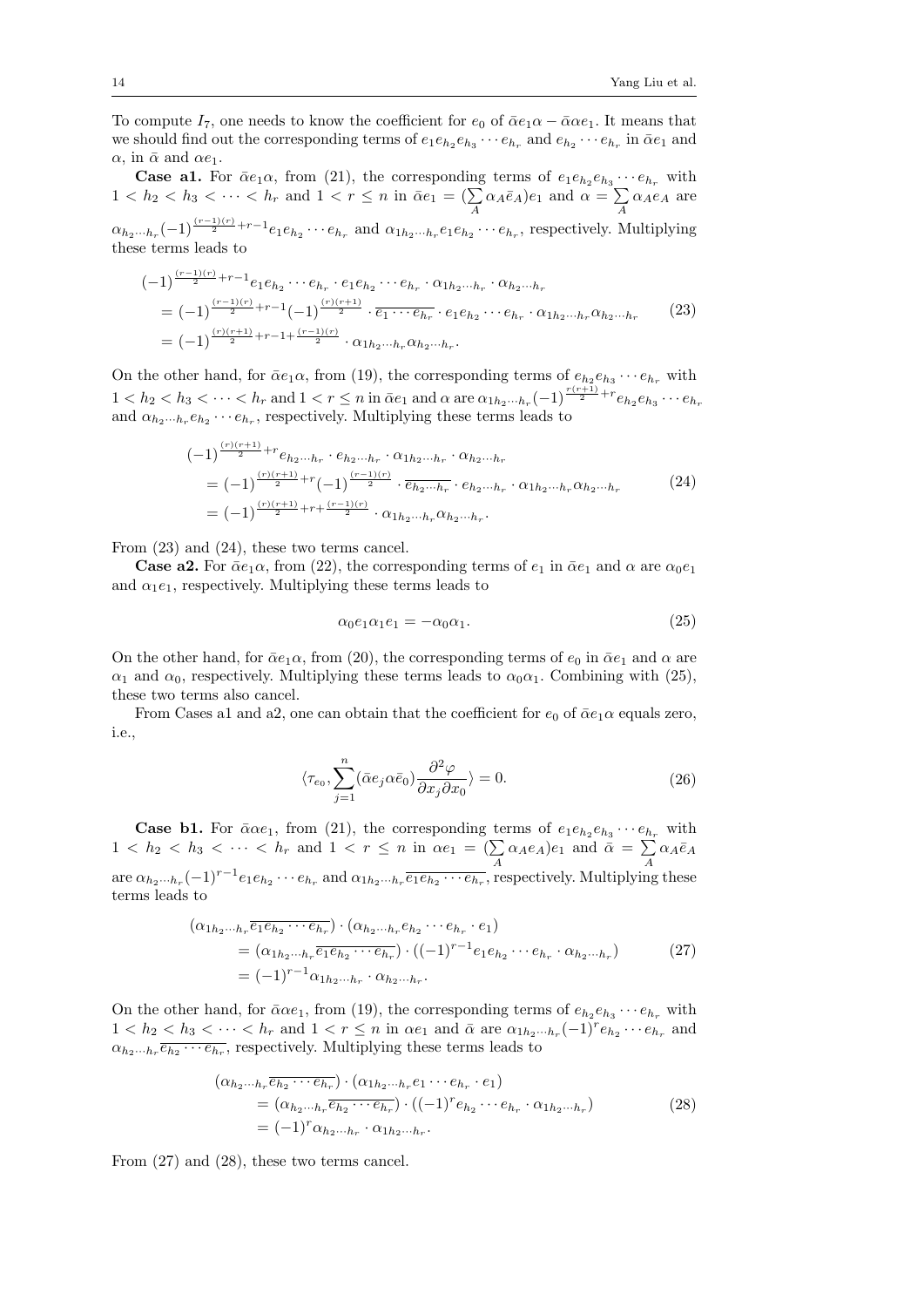To compute $I_7$, one needs to know the coefficient for $e_0$ of $\bar{\alpha}e_1\alpha - \bar{\alpha}\alpha e_1$. It means that we should find out the corresponding terms of $e_1e_{h_2}e_{h_3}\cdots e_{h_r}$ and $e_{h_2}\cdots e_{h_r}$ in $\bar{\alpha}e_1$ and $\alpha$, in $\bar{\alpha}$ and $\alpha e_1$.

**Case a1.** For $\bar{\alpha}e_1\alpha$, from (21), the corresponding terms of $e_1e_{h_2}e_{h_3}\cdots e_{h_r}$ with $1 < h_2 < h_3 < \cdots < h_r$ and $1 < r \leq n$ in $\bar{\alpha}e_1 = (\sum_A \alpha_A\bar{e}_A)e_1$ and $\alpha = \sum_A \alpha_A e_A$ are $\alpha_{h_2\cdots h_r}(-1)^{\frac{(r-1)(r)}{2}+r-1}e_1e_{h_2}\cdots e_{h_r}$ and $\alpha_{1h_2\cdots h_r}e_1e_{h_2}\cdots e_{h_r}$, respectively. Multiplying these terms leads to

$$
\begin{aligned}
&(-1)^{\frac{(r-1)(r)}{2}+r-1}e_1e_{h_2}\cdots e_{h_r}\cdot e_1e_{h_2}\cdots e_{h_r}\cdot \alpha_{1h_2\cdots h_r}\cdot \alpha_{h_2\cdots h_r}\\
&= (-1)^{\frac{(r-1)(r)}{2}+r-1}(-1)^{\frac{(r)(r+1)}{2}}\cdot \overline{e_1\cdots e_{h_r}}\cdot e_1e_{h_2}\cdots e_{h_r}\cdot \alpha_{1h_2\cdots h_r}\alpha_{h_2\cdots h_r}\\
&= (-1)^{\frac{(r)(r+1)}{2}+r-1+\frac{(r-1)(r)}{2}}\cdot \alpha_{1h_2\cdots h_r}\alpha_{h_2\cdots h_r}.
\end{aligned} \tag{23}
$$

On the other hand, for $\bar{\alpha}e_1\alpha$, from (19), the corresponding terms of $e_{h_2}e_{h_3}\cdots e_{h_r}$ with $1 < h_2 < h_3 < \cdots < h_r$ and $1 < r \leq n$ in $\bar{\alpha}e_1$ and $\alpha$ are $\alpha_{1h_2\cdots h_r}(-1)^{\frac{r(r+1)}{2}+r}e_{h_2}e_{h_3}\cdots e_{h_r}$ and $\alpha_{h_2\cdots h_r}e_{h_2}\cdots e_{h_r}$, respectively. Multiplying these terms leads to

$$
\begin{aligned}
&(-1)^{\frac{(r)(r+1)}{2}+r}e_{h_2\cdots h_r}\cdot e_{h_2\cdots h_r}\cdot \alpha_{1h_2\cdots h_r}\cdot \alpha_{h_2\cdots h_r}\\
&= (-1)^{\frac{(r)(r+1)}{2}+r}(-1)^{\frac{(r-1)(r)}{2}}\cdot \overline{e_{h_2\cdots h_r}}\cdot e_{h_2\cdots h_r}\cdot \alpha_{1h_2\cdots h_r}\alpha_{h_2\cdots h_r}\\
&= (-1)^{\frac{(r)(r+1)}{2}+r+\frac{(r-1)(r)}{2}}\cdot \alpha_{1h_2\cdots h_r}\alpha_{h_2\cdots h_r}.
\end{aligned} \tag{24}
$$

From (23) and (24), these two terms cancel.

**Case a2.** For $\bar{\alpha}e_1\alpha$, from (22), the corresponding terms of $e_1$ in $\bar{\alpha}e_1$ and $\alpha$ are $\alpha_0e_1$ and $\alpha_1e_1$, respectively. Multiplying these terms leads to

$$
\alpha_0e_1\alpha_1e_1 = -\alpha_0\alpha_1. \tag{25}
$$

On the other hand, for $\bar{\alpha}e_1\alpha$, from (20), the corresponding terms of $e_0$ in $\bar{\alpha}e_1$ and $\alpha$ are $\alpha_1$ and $\alpha_0$, respectively. Multiplying these terms leads to $\alpha_0\alpha_1$. Combining with (25), these two terms also cancel.

From Cases a1 and a2, one can obtain that the coefficient for $e_0$ of $\bar{\alpha}e_1\alpha$ equals zero, i.e.,

$$
\langle \tau_{e_0}, \sum_{j=1}^{n}(\bar{\alpha}e_j\alpha\bar{e}_0)\frac{\partial^2\varphi}{\partial x_j\partial x_0}\rangle = 0. \tag{26}
$$

**Case b1.** For $\bar{\alpha}\alpha e_1$, from (21), the corresponding terms of $e_1e_{h_2}e_{h_3}\cdots e_{h_r}$ with $1 < h_2 < h_3 < \cdots < h_r$ and $1 < r \leq n$ in $\alpha e_1 = (\sum_A \alpha_A e_A)e_1$ and $\bar{\alpha} = \sum_A \alpha_A\bar{e}_A$ are $\alpha_{h_2\cdots h_r}(-1)^{r-1}e_1e_{h_2}\cdots e_{h_r}$ and $\alpha_{1h_2\cdots h_r}\overline{e_1e_{h_2}\cdots e_{h_r}}$, respectively. Multiplying these terms leads to

$$
\begin{aligned}
&(\alpha_{1h_2\cdots h_r}\overline{e_1e_{h_2}\cdots e_{h_r}})\cdot(\alpha_{h_2\cdots h_r}e_{h_2}\cdots e_{h_r}\cdot e_1)\\
&= (\alpha_{1h_2\cdots h_r}\overline{e_1e_{h_2}\cdots e_{h_r}})\cdot((-1)^{r-1}e_1e_{h_2}\cdots e_{h_r}\cdot \alpha_{h_2\cdots h_r})\\
&= (-1)^{r-1}\alpha_{1h_2\cdots h_r}\cdot \alpha_{h_2\cdots h_r}.
\end{aligned} \tag{27}
$$

On the other hand, for $\bar{\alpha}\alpha e_1$, from (19), the corresponding terms of $e_{h_2}e_{h_3}\cdots e_{h_r}$ with $1 < h_2 < h_3 < \cdots < h_r$ and $1 < r \leq n$ in $\alpha e_1$ and $\bar{\alpha}$ are $\alpha_{1h_2\cdots h_r}(-1)^re_{h_2}\cdots e_{h_r}$ and $\alpha_{h_2\cdots h_r}\overline{e_{h_2}\cdots e_{h_r}}$, respectively. Multiplying these terms leads to

$$
\begin{aligned}
&(\alpha_{h_2\cdots h_r}\overline{e_{h_2}\cdots e_{h_r}})\cdot(\alpha_{1h_2\cdots h_r}e_1\cdots e_{h_r}\cdot e_1)\\
&= (\alpha_{h_2\cdots h_r}\overline{e_{h_2}\cdots e_{h_r}})\cdot((-1)^re_{h_2}\cdots e_{h_r}\cdot \alpha_{1h_2\cdots h_r})\\
&= (-1)^r\alpha_{h_2\cdots h_r}\cdot \alpha_{1h_2\cdots h_r}.
\end{aligned} \tag{28}
$$

From (27) and (28), these two terms cancel.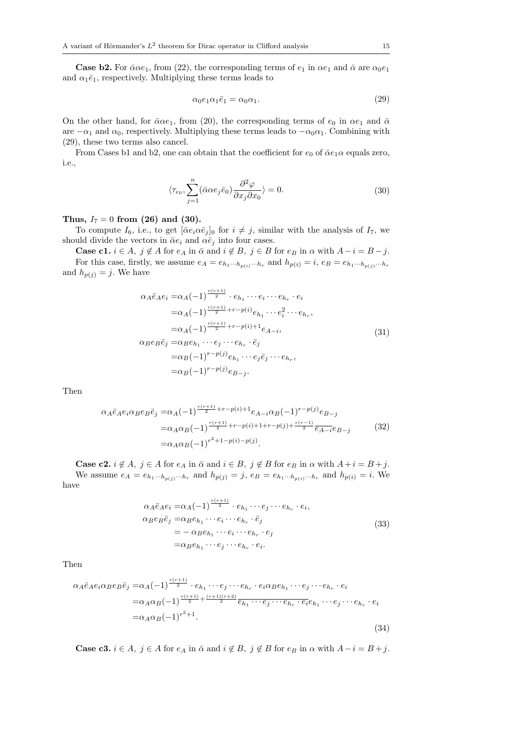**Case b2.** For $\bar{\alpha}\alpha e_1$, from (22), the corresponding terms of $e_1$ in $\alpha e_1$ and $\bar{\alpha}$ are $\alpha_0 e_1$ and $\alpha_1 \bar{e}_1$, respectively. Multiplying these terms leads to

$$\alpha_0 e_1 \alpha_1 \bar{e}_1 = \alpha_0 \alpha_1. \tag{29}$$

On the other hand, for $\bar{\alpha}\alpha e_1$, from (20), the corresponding terms of $e_0$ in $\alpha e_1$ and $\bar{\alpha}$ are $-\alpha_1$ and $\alpha_0$, respectively. Multiplying these terms leads to $-\alpha_0\alpha_1$. Combining with (29), these two terms also cancel.

From Cases b1 and b2, one can obtain that the coefficient for $e_0$ of $\bar{\alpha}e_1\alpha$ equals zero, i.e.,

$$\langle \tau_{e_0}, \sum_{j=1}^{n} (\bar{\alpha}\alpha e_j \bar{e}_0) \frac{\partial^2 \varphi}{\partial x_j \partial x_0} \rangle = 0. \tag{30}$$

**Thus, $I_7 = 0$ from (26) and (30).**

To compute $I_6$, i.e., to get $[\bar{\alpha} e_i \alpha \bar{e}_j]_0$ for $i \neq j$, similar with the analysis of $I_7$, we should divide the vectors in $\bar{\alpha} e_i$ and $\alpha \bar{e}_j$ into four cases.

**Case c1.** $i \in A$, $j \notin A$ for $e_A$ in $\bar{\alpha}$ and $i \notin B$, $j \in B$ for $e_B$ in $\alpha$ with $A - i = B - j$.

For this case, firstly, we assume $e_A = e_{h_1 \cdots h_{p(i)} \cdots h_r}$ and $h_{p(i)} = i$, $e_B = e_{h_1 \cdots h_{p(j)} \cdots h_r}$ and $h_{p(j)} = j$. We have

$$\begin{aligned}
\alpha_A \bar{e}_A e_i =& \alpha_A (-1)^{\frac{r(r+1)}{2}} \cdot e_{h_1} \cdots e_i \cdots e_{h_r} \cdot e_i \\
=& \alpha_A (-1)^{\frac{r(r+1)}{2} + r - p(i)} e_{h_1} \cdots e_i^2 \cdots e_{h_r}, \\
=& \alpha_A (-1)^{\frac{r(r+1)}{2} + r - p(i) + 1} e_{A-i}, \\
\alpha_B e_B \bar{e}_j =& \alpha_B e_{h_1} \cdots e_j \cdots e_{h_r} \cdot \bar{e}_j \\
=& \alpha_B (-1)^{r - p(j)} e_{h_1} \cdots e_j \bar{e}_j \cdots e_{h_r}, \\
=& \alpha_B (-1)^{r - p(j)} e_{B-j}.
\end{aligned} \tag{31}$$

Then

$$\begin{aligned}
\alpha_A \bar{e}_A e_i \alpha_B e_B \bar{e}_j =& \alpha_A (-1)^{\frac{r(r+1)}{2} + r - p(i) + 1} e_{A-i} \alpha_B (-1)^{r - p(j)} e_{B-j} \\
=& \alpha_A \alpha_B (-1)^{\frac{r(r+1)}{2} + r - p(i) + 1 + r - p(j) + \frac{r(r-1)}{2}} \overline{e_{A-i}} e_{B-j} \\
=& \alpha_A \alpha_B (-1)^{r^2 + 1 - p(i) - p(j)}.
\end{aligned} \tag{32}$$

**Case c2.** $i \notin A$, $j \in A$ for $e_A$ in $\bar{\alpha}$ and $i \in B$, $j \notin B$ for $e_B$ in $\alpha$ with $A + i = B + j$.

We assume $e_A = e_{h_1 \cdots h_{p(j)} \cdots h_r}$ and $h_{p(j)} = j$, $e_B = e_{h_1 \cdots h_{p(i)} \cdots h_r}$ and $h_{p(i)} = i$. We have

$$\begin{aligned}
\alpha_A \bar{e}_A e_i =& \alpha_A (-1)^{\frac{r(r+1)}{2}} \cdot e_{h_1} \cdots e_j \cdots e_{h_r} \cdot e_i, \\
\alpha_B e_B \bar{e}_j =& \alpha_B e_{h_1} \cdots e_i \cdots e_{h_r} \cdot \bar{e}_j \\
=& - \alpha_B e_{h_1} \cdots e_i \cdots e_{h_r} \cdot e_j \\
=& \alpha_B e_{h_1} \cdots e_j \cdots e_{h_r} \cdot e_i.
\end{aligned} \tag{33}$$

Then

$$\begin{aligned}
\alpha_A \bar{e}_A e_i \alpha_B e_B \bar{e}_j =& \alpha_A (-1)^{\frac{r(r+1)}{2}} \cdot e_{h_1} \cdots e_j \cdots e_{h_r} \cdot e_i \alpha_B e_{h_1} \cdots e_j \cdots e_{h_r} \cdot e_i \\
=& \alpha_A \alpha_B (-1)^{\frac{r(r+1)}{2} + \frac{(r+1)(r+2)}{2}} \overline{e_{h_1} \cdots e_j \cdots e_{h_r} \cdot e_i} e_{h_1} \cdots e_j \cdots e_{h_r} \cdot e_i \\
=& \alpha_A \alpha_B (-1)^{r^2 + 1}.
\end{aligned} \tag{34}$$

**Case c3.** $i \in A$, $j \in A$ for $e_A$ in $\bar{\alpha}$ and $i \notin B$, $j \notin B$ for $e_B$ in $\alpha$ with $A - i = B + j$.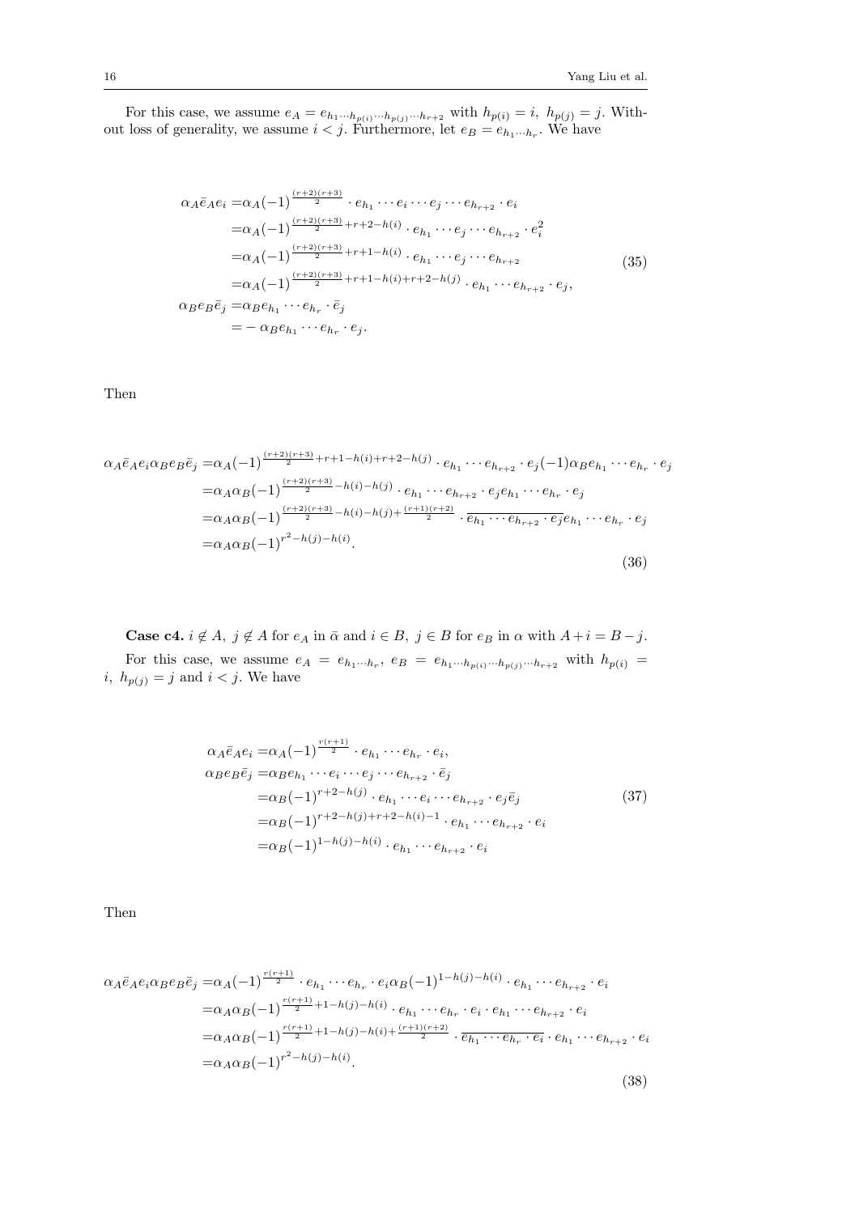For this case, we assume $e_A = e_{h_1 \cdots h_{p(i)} \cdots h_{p(j)} \cdots h_{r+2}}$ with $h_{p(i)} = i,\ h_{p(j)} = j$. Without loss of generality, we assume $i < j$. Furthermore, let $e_B = e_{h_1 \cdots h_r}$. We have

$$
\begin{aligned}
\alpha_A \bar{e}_A e_i =& \alpha_A (-1)^{\frac{(r+2)(r+3)}{2}} \cdot e_{h_1} \cdots e_i \cdots e_j \cdots e_{h_{r+2}} \cdot e_i \\
=& \alpha_A (-1)^{\frac{(r+2)(r+3)}{2} + r + 2 - h(i)} \cdot e_{h_1} \cdots e_j \cdots e_{h_{r+2}} \cdot e_i^2 \\
=& \alpha_A (-1)^{\frac{(r+2)(r+3)}{2} + r + 1 - h(i)} \cdot e_{h_1} \cdots e_j \cdots e_{h_{r+2}} \\
=& \alpha_A (-1)^{\frac{(r+2)(r+3)}{2} + r + 1 - h(i) + r + 2 - h(j)} \cdot e_{h_1} \cdots e_{h_{r+2}} \cdot e_j, \\
\alpha_B e_B \bar{e}_j =& \alpha_B e_{h_1} \cdots e_{h_r} \cdot \bar{e}_j \\
=& -\alpha_B e_{h_1} \cdots e_{h_r} \cdot e_j.
\end{aligned}
\tag{35}
$$

Then

$$
\begin{aligned}
\alpha_A \bar{e}_A e_i \alpha_B e_B \bar{e}_j =& \alpha_A (-1)^{\frac{(r+2)(r+3)}{2} + r + 1 - h(i) + r + 2 - h(j)} \cdot e_{h_1} \cdots e_{h_{r+2}} \cdot e_j (-1) \alpha_B e_{h_1} \cdots e_{h_r} \cdot e_j \\
=& \alpha_A \alpha_B (-1)^{\frac{(r+2)(r+3)}{2} - h(i) - h(j)} \cdot e_{h_1} \cdots e_{h_{r+2}} \cdot e_j e_{h_1} \cdots e_{h_r} \cdot e_j \\
=& \alpha_A \alpha_B (-1)^{\frac{(r+2)(r+3)}{2} - h(i) - h(j) + \frac{(r+1)(r+2)}{2}} \cdot \overline{e_{h_1} \cdots e_{h_{r+2}} \cdot e_j} e_{h_1} \cdots e_{h_r} \cdot e_j \\
=& \alpha_A \alpha_B (-1)^{r^2 - h(j) - h(i)}.
\end{aligned}
\tag{36}
$$

**Case c4.** $i \notin A,\ j \notin A$ for $e_A$ in $\bar{\alpha}$ and $i \in B,\ j \in B$ for $e_B$ in $\alpha$ with $A + i = B - j$.

For this case, we assume $e_A = e_{h_1 \cdots h_r}$, $e_B = e_{h_1 \cdots h_{p(i)} \cdots h_{p(j)} \cdots h_{r+2}}$ with $h_{p(i)} = i,\ h_{p(j)} = j$ and $i < j$. We have

$$
\begin{aligned}
\alpha_A \bar{e}_A e_i =& \alpha_A (-1)^{\frac{r(r+1)}{2}} \cdot e_{h_1} \cdots e_{h_r} \cdot e_i, \\
\alpha_B e_B \bar{e}_j =& \alpha_B e_{h_1} \cdots e_i \cdots e_j \cdots e_{h_{r+2}} \cdot \bar{e}_j \\
=& \alpha_B (-1)^{r + 2 - h(j)} \cdot e_{h_1} \cdots e_i \cdots e_{h_{r+2}} \cdot e_j \bar{e}_j \\
=& \alpha_B (-1)^{r + 2 - h(j) + r + 2 - h(i) - 1} \cdot e_{h_1} \cdots e_{h_{r+2}} \cdot e_i \\
=& \alpha_B (-1)^{1 - h(j) - h(i)} \cdot e_{h_1} \cdots e_{h_{r+2}} \cdot e_i
\end{aligned}
\tag{37}
$$

Then

$$
\begin{aligned}
\alpha_A \bar{e}_A e_i \alpha_B e_B \bar{e}_j =& \alpha_A (-1)^{\frac{r(r+1)}{2}} \cdot e_{h_1} \cdots e_{h_r} \cdot e_i \alpha_B (-1)^{1 - h(j) - h(i)} \cdot e_{h_1} \cdots e_{h_{r+2}} \cdot e_i \\
=& \alpha_A \alpha_B (-1)^{\frac{r(r+1)}{2} + 1 - h(j) - h(i)} \cdot e_{h_1} \cdots e_{h_r} \cdot e_i \cdot e_{h_1} \cdots e_{h_{r+2}} \cdot e_i \\
=& \alpha_A \alpha_B (-1)^{\frac{r(r+1)}{2} + 1 - h(j) - h(i) + \frac{(r+1)(r+2)}{2}} \cdot \overline{e_{h_1} \cdots e_{h_r} \cdot e_i} \cdot e_{h_1} \cdots e_{h_{r+2}} \cdot e_i \\
=& \alpha_A \alpha_B (-1)^{r^2 - h(j) - h(i)}.
\end{aligned}
\tag{38}
$$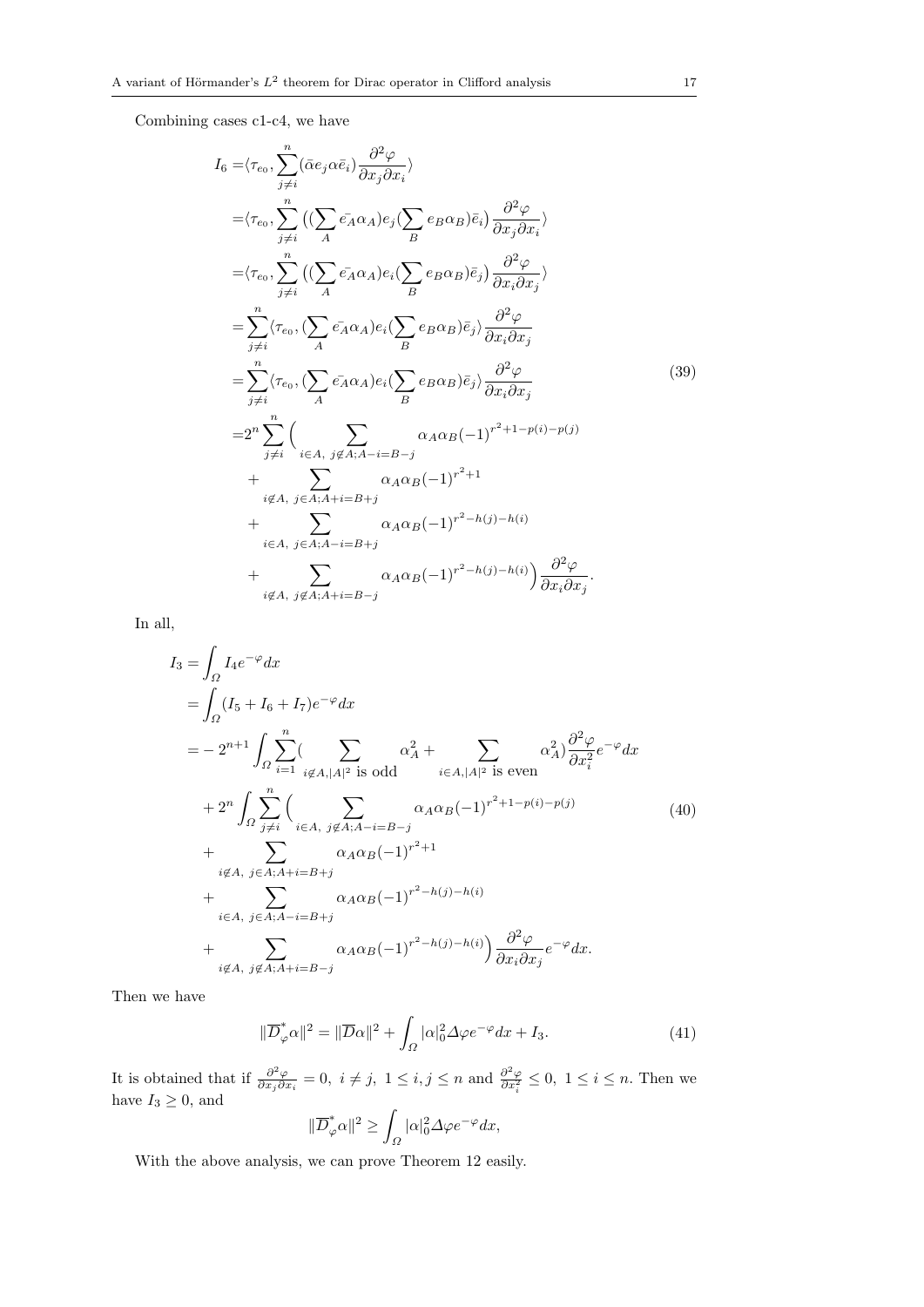Combining cases c1-c4, we have

$$
\begin{aligned}
I_6 =&\langle \tau_{e_0}, \sum_{j\neq i}^{n} (\bar{\alpha} e_j \alpha \bar{e}_i) \frac{\partial^2 \varphi}{\partial x_j \partial x_i} \rangle \\
=&\langle \tau_{e_0}, \sum_{j\neq i}^{n} \big( (\sum_A \bar{e_A} \alpha_A) e_j (\sum_B e_B \alpha_B) \bar{e}_i \big) \frac{\partial^2 \varphi}{\partial x_j \partial x_i} \rangle \\
=&\langle \tau_{e_0}, \sum_{j\neq i}^{n} \big( (\sum_A \bar{e_A} \alpha_A) e_i (\sum_B e_B \alpha_B) \bar{e}_j \big) \frac{\partial^2 \varphi}{\partial x_i \partial x_j} \rangle \\
=&\sum_{j\neq i}^{n} \langle \tau_{e_0}, (\sum_A \bar{e_A} \alpha_A) e_i (\sum_B e_B \alpha_B) \bar{e}_j \rangle \frac{\partial^2 \varphi}{\partial x_i \partial x_j} \\
=&\sum_{j\neq i}^{n} \langle \tau_{e_0}, (\sum_A \bar{e_A} \alpha_A) e_i (\sum_B e_B \alpha_B) \bar{e}_j \rangle \frac{\partial^2 \varphi}{\partial x_i \partial x_j} \\
=&2^n \sum_{j\neq i}^{n} \Big( \sum_{i\in A,\ j\notin A; A-i=B-j} \alpha_A \alpha_B (-1)^{r^2+1-p(i)-p(j)} \\
&+ \sum_{i\notin A,\ j\in A; A+i=B+j} \alpha_A \alpha_B (-1)^{r^2+1} \\
&+ \sum_{i\in A,\ j\in A; A-i=B+j} \alpha_A \alpha_B (-1)^{r^2-h(j)-h(i)} \\
&+ \sum_{i\notin A,\ j\notin A; A+i=B-j} \alpha_A \alpha_B (-1)^{r^2-h(j)-h(i)} \Big) \frac{\partial^2 \varphi}{\partial x_i \partial x_j}.
\end{aligned} \tag{39}
$$

In all,

$$
\begin{aligned}
I_3 =& \int_\Omega I_4 e^{-\varphi} dx \\
=& \int_\Omega (I_5 + I_6 + I_7) e^{-\varphi} dx \\
=& -2^{n+1} \int_\Omega \sum_{i=1}^{n} \big( \sum_{i\notin A, |A|^2 \text{ is odd}} \alpha_A^2 + \sum_{i\in A, |A|^2 \text{ is even}} \alpha_A^2 \big) \frac{\partial^2 \varphi}{\partial x_i^2} e^{-\varphi} dx \\
&+ 2^n \int_\Omega \sum_{j\neq i}^{n} \Big( \sum_{i\in A,\ j\notin A; A-i=B-j} \alpha_A \alpha_B (-1)^{r^2+1-p(i)-p(j)} \\
&+ \sum_{i\notin A,\ j\in A; A+i=B+j} \alpha_A \alpha_B (-1)^{r^2+1} \\
&+ \sum_{i\in A,\ j\in A; A-i=B+j} \alpha_A \alpha_B (-1)^{r^2-h(j)-h(i)} \\
&+ \sum_{i\notin A,\ j\notin A; A+i=B-j} \alpha_A \alpha_B (-1)^{r^2-h(j)-h(i)} \Big) \frac{\partial^2 \varphi}{\partial x_i \partial x_j} e^{-\varphi} dx.
\end{aligned} \tag{40}
$$

Then we have

$$
\|\overline{D}_\varphi^* \alpha\|^2 = \|\overline{D}\alpha\|^2 + \int_\Omega |\alpha|_0^2 \Delta\varphi e^{-\varphi} dx + I_3. \tag{41}
$$

It is obtained that if $\frac{\partial^2 \varphi}{\partial x_j \partial x_i} = 0,\ i \neq j,\ 1 \leq i, j \leq n$ and $\frac{\partial^2 \varphi}{\partial x_i^2} \leq 0,\ 1 \leq i \leq n$. Then we have $I_3 \geq 0$, and

$$
\|\overline{D}_\varphi^* \alpha\|^2 \geq \int_\Omega |\alpha|_0^2 \Delta\varphi e^{-\varphi} dx,
$$

With the above analysis, we can prove Theorem 12 easily.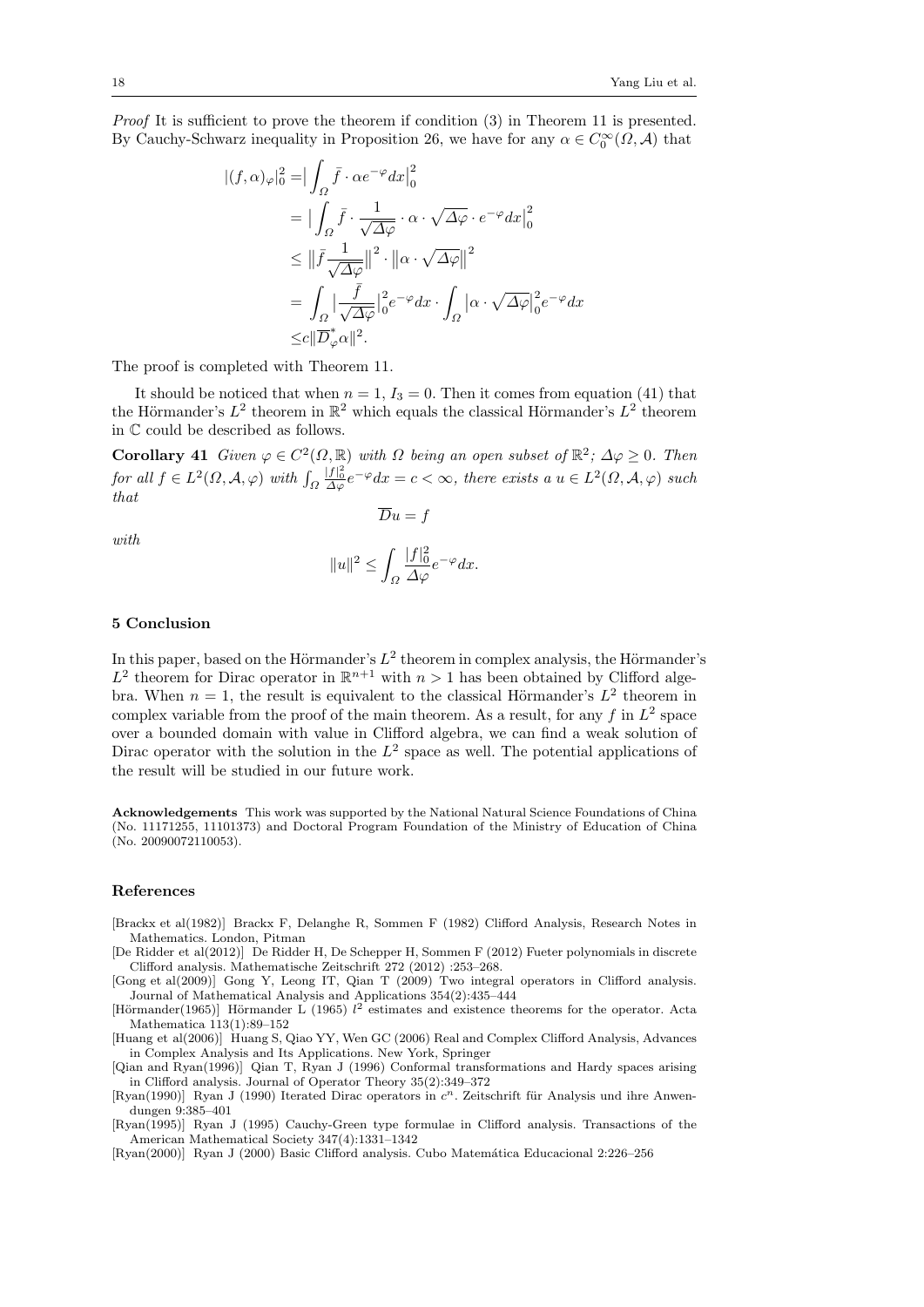*Proof* It is sufficient to prove the theorem if condition (3) in Theorem 11 is presented. By Cauchy-Schwarz inequality in Proposition 26, we have for any $\alpha \in C_0^\infty(\Omega, \mathcal{A})$ that

$$
\begin{aligned}
|(f,\alpha)_\varphi|_0^2 =& \Big| \int_\Omega \bar{f} \cdot \alpha e^{-\varphi} dx \Big|_0^2 \\
=& \Big| \int_\Omega \bar{f} \cdot \frac{1}{\sqrt{\Delta\varphi}} \cdot \alpha \cdot \sqrt{\Delta\varphi} \cdot e^{-\varphi} dx \Big|_0^2 \\
\leq& \Big\| \bar{f} \frac{1}{\sqrt{\Delta\varphi}} \Big\|^2 \cdot \Big\| \alpha \cdot \sqrt{\Delta\varphi} \Big\|^2 \\
=& \int_\Omega \Big| \frac{\bar{f}}{\sqrt{\Delta\varphi}} \Big|_0^2 e^{-\varphi} dx \cdot \int_\Omega \Big| \alpha \cdot \sqrt{\Delta\varphi} \Big|_0^2 e^{-\varphi} dx \\
\leq& c \|\overline{D}_\varphi^* \alpha\|^2.
\end{aligned}
$$

The proof is completed with Theorem 11.

It should be noticed that when $n = 1$, $I_3 = 0$. Then it comes from equation (41) that the Hörmander's $L^2$ theorem in $\mathbb{R}^2$ which equals the classical Hörmander's $L^2$ theorem in $\mathbb{C}$ could be described as follows.

**Corollary 41** *Given $\varphi \in C^2(\Omega, \mathbb{R})$ with $\Omega$ being an open subset of $\mathbb{R}^2$; $\Delta\varphi \geq 0$. Then for all $f \in L^2(\Omega, \mathcal{A}, \varphi)$ with $\int_\Omega \frac{|f|_0^2}{\Delta\varphi} e^{-\varphi} dx = c < \infty$, there exists a $u \in L^2(\Omega, \mathcal{A}, \varphi)$ such that*

$$\overline{D}u = f$$

*with*

$$\|u\|^2 \leq \int_\Omega \frac{|f|_0^2}{\Delta\varphi} e^{-\varphi} dx.$$

## 5 Conclusion

In this paper, based on the Hörmander's $L^2$ theorem in complex analysis, the Hörmander's $L^2$ theorem for Dirac operator in $\mathbb{R}^{n+1}$ with $n > 1$ has been obtained by Clifford algebra. When $n = 1$, the result is equivalent to the classical Hörmander's $L^2$ theorem in complex variable from the proof of the main theorem. As a result, for any $f$ in $L^2$ space over a bounded domain with value in Clifford algebra, we can find a weak solution of Dirac operator with the solution in the $L^2$ space as well. The potential applications of the result will be studied in our future work.

**Acknowledgements** This work was supported by the National Natural Science Foundations of China (No. 11171255, 11101373) and Doctoral Program Foundation of the Ministry of Education of China (No. 20090072110053).

## References

[Brackx et al(1982)] Brackx F, Delanghe R, Sommen F (1982) Clifford Analysis, Research Notes in Mathematics. London, Pitman

[De Ridder et al(2012)] De Ridder H, De Schepper H, Sommen F (2012) Fueter polynomials in discrete Clifford analysis. Mathematische Zeitschrift 272 (2012) :253–268.

[Gong et al(2009)] Gong Y, Leong IT, Qian T (2009) Two integral operators in Clifford analysis. Journal of Mathematical Analysis and Applications 354(2):435–444

[Hörmander(1965)] Hörmander L (1965) $l^2$ estimates and existence theorems for the operator. Acta Mathematica 113(1):89–152

[Huang et al(2006)] Huang S, Qiao YY, Wen GC (2006) Real and Complex Clifford Analysis, Advances in Complex Analysis and Its Applications. New York, Springer

[Qian and Ryan(1996)] Qian T, Ryan J (1996) Conformal transformations and Hardy spaces arising in Clifford analysis. Journal of Operator Theory 35(2):349–372

[Ryan(1990)] Ryan J (1990) Iterated Dirac operators in $c^n$. Zeitschrift für Analysis und ihre Anwendungen 9:385–401

[Ryan(1995)] Ryan J (1995) Cauchy-Green type formulae in Clifford analysis. Transactions of the American Mathematical Society 347(4):1331–1342

[Ryan(2000)] Ryan J (2000) Basic Clifford analysis. Cubo Matemática Educacional 2:226–256